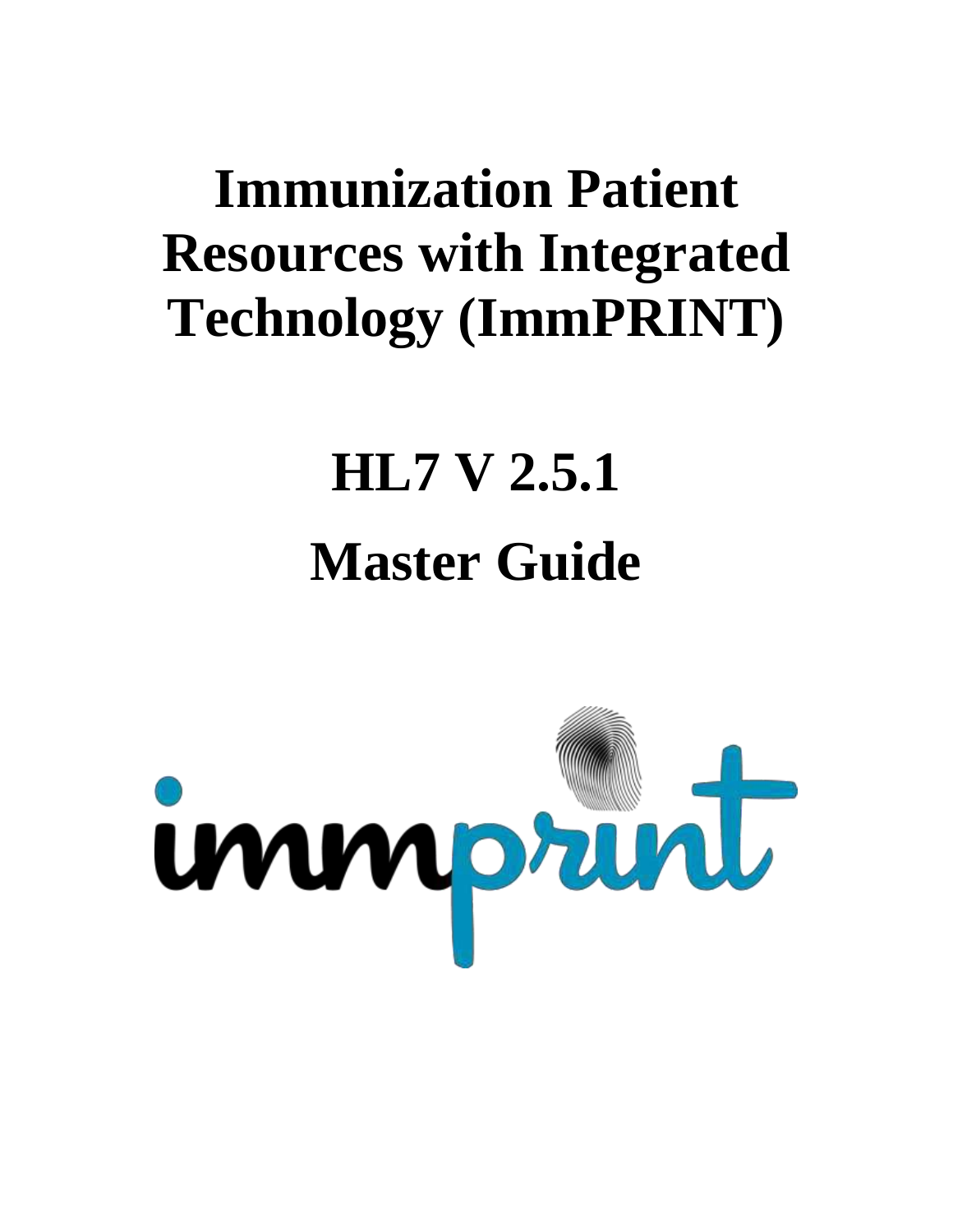# Immunization Patient Resources with Integrated Technology (ImmPRINT)

# HL7 V 2.5.1

# Master Guide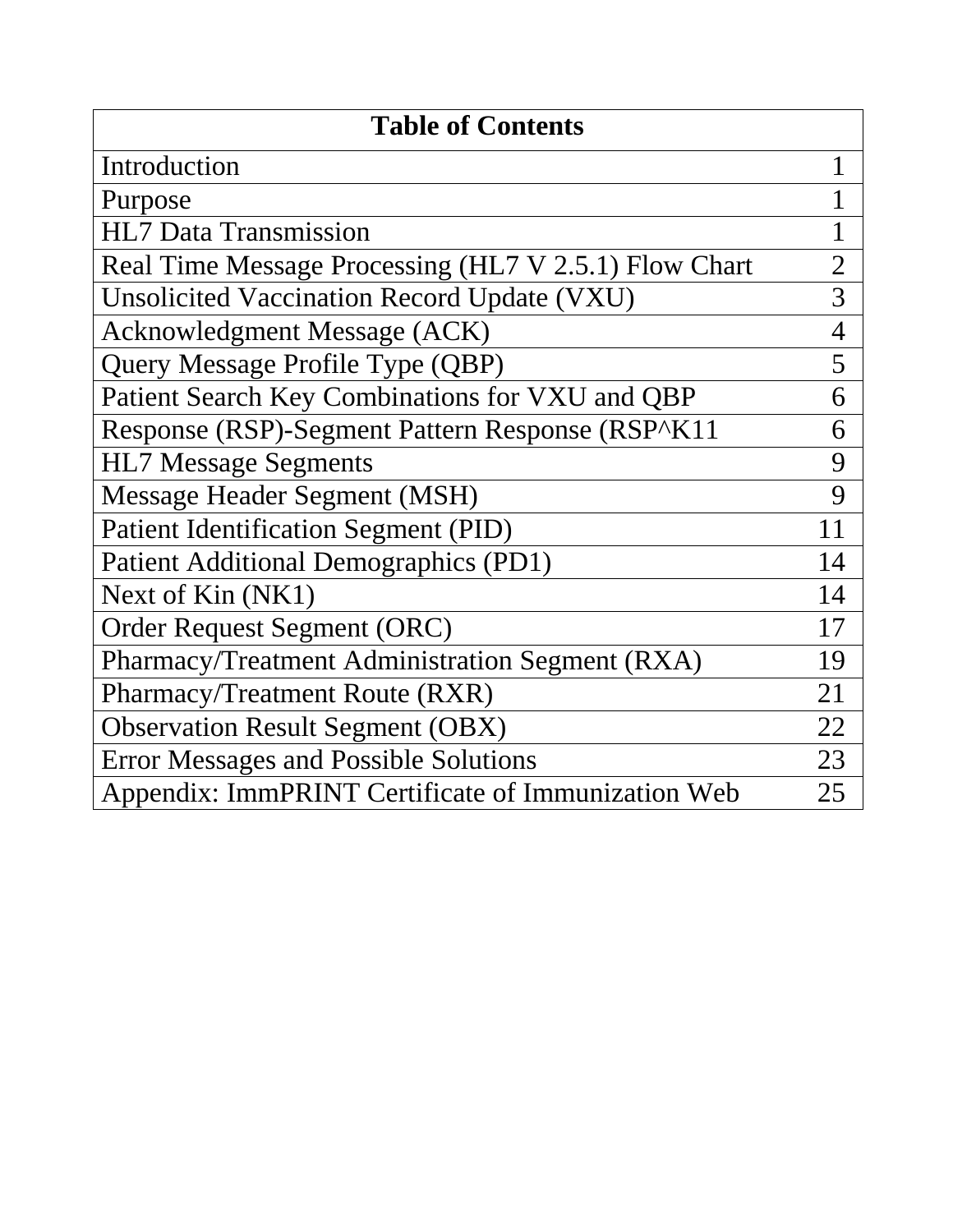| Table of Contents | |
|---|---|
| Introduction | 1 |
| Purpose | 1 |
| HL7 Data Transmission | 1 |
| Real Time Message Processing (HL7 V 2.5.1) Flow Chart | 2 |
| Unsolicited Vaccination Record Update (VXU) | 3 |
| Acknowledgment Message (ACK) | 4 |
| Query Message Profile Type (QBP) | 5 |
| Patient Search Key Combinations for VXU and QBP | 6 |
| Response (RSP)-Segment Pattern Response (RSP^K11 | 6 |
| HL7 Message Segments | 9 |
| Message Header Segment (MSH) | 9 |
| Patient Identification Segment (PID) | 11 |
| Patient Additional Demographics (PD1) | 14 |
| Next of Kin (NK1) | 14 |
| Order Request Segment (ORC) | 17 |
| Pharmacy/Treatment Administration Segment (RXA) | 19 |
| Pharmacy/Treatment Route (RXR) | 21 |
| Observation Result Segment (OBX) | 22 |
| Error Messages and Possible Solutions | 23 |
| Appendix: ImmPRINT Certificate of Immunization Web | 25 |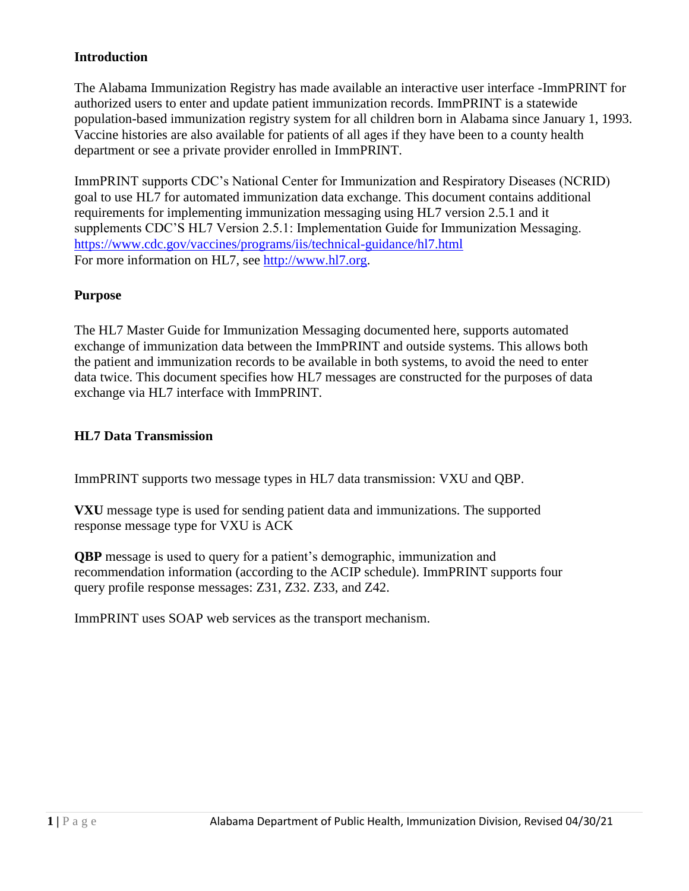## Introduction

The Alabama Immunization Registry has made available an interactive user interface -ImmPRINT for authorized users to enter and update patient immunization records. ImmPRINT is a statewide population-based immunization registry system for all children born in Alabama since January 1, 1993. Vaccine histories are also available for patients of all ages if they have been to a county health department or see a private provider enrolled in ImmPRINT.

ImmPRINT supports CDC's National Center for Immunization and Respiratory Diseases (NCRID) goal to use HL7 for automated immunization data exchange. This document contains additional requirements for implementing immunization messaging using HL7 version 2.5.1 and it supplements CDC'S HL7 Version 2.5.1: Implementation Guide for Immunization Messaging. https://www.cdc.gov/vaccines/programs/iis/technical-guidance/hl7.html
For more information on HL7, see http://www.hl7.org.

## Purpose

The HL7 Master Guide for Immunization Messaging documented here, supports automated exchange of immunization data between the ImmPRINT and outside systems. This allows both the patient and immunization records to be available in both systems, to avoid the need to enter data twice. This document specifies how HL7 messages are constructed for the purposes of data exchange via HL7 interface with ImmPRINT.

## HL7 Data Transmission

ImmPRINT supports two message types in HL7 data transmission: VXU and QBP.

**VXU** message type is used for sending patient data and immunizations. The supported response message type for VXU is ACK

**QBP** message is used to query for a patient's demographic, immunization and recommendation information (according to the ACIP schedule). ImmPRINT supports four query profile response messages: Z31, Z32. Z33, and Z42.

ImmPRINT uses SOAP web services as the transport mechanism.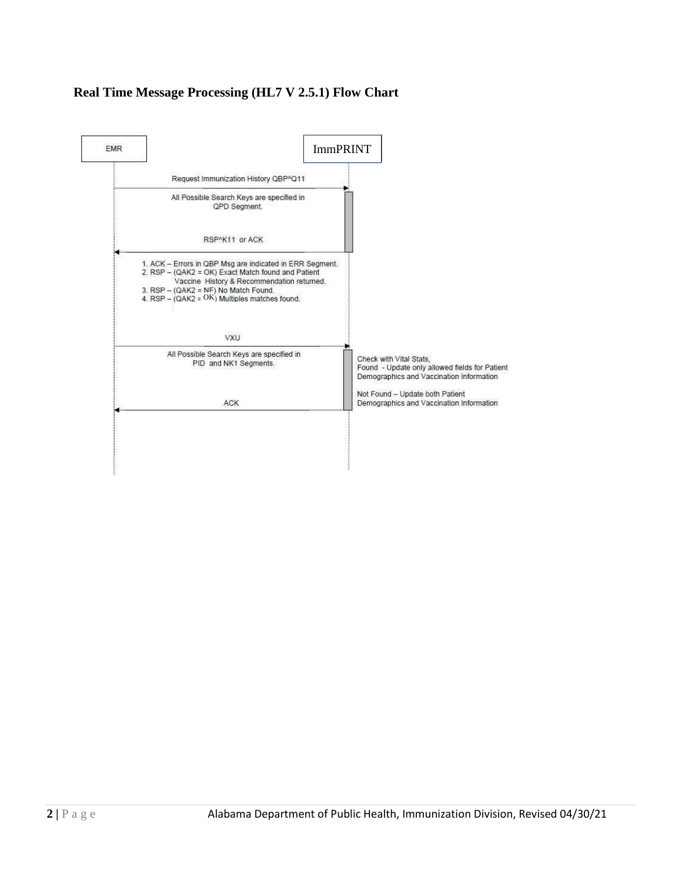### Real Time Message Processing (HL7 V 2.5.1) Flow Chart

EMR

ImmPRINT

Request Immunization History QBP^Q11

All Possible Search Keys are specified in QPD Segment.

RSP^K11 or ACK

1. ACK – Errors in QBP Msg are indicated in ERR Segment.
2. RSP – (QAK2 = OK) Exact Match found and Patient Vaccine History & Recommendation returned.
3. RSP – (QAK2 = NF) No Match Found.
4. RSP – (QAK2 = OK) Multiples matches found.

VXU

All Possible Search Keys are specified in PID and NK1 Segments.

Check with Vital Stats,
Found - Update only allowed fields for Patient Demographics and Vaccination Information

Not Found – Update both Patient Demographics and Vaccination Information

ACK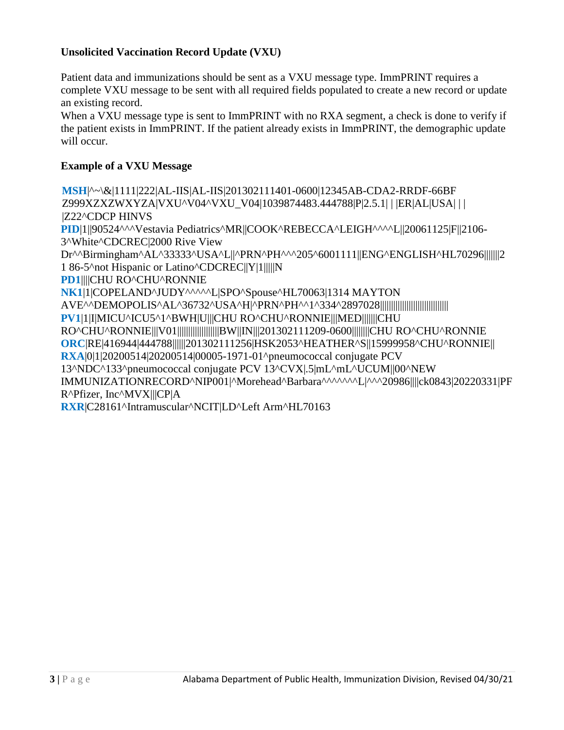**Unsolicited Vaccination Record Update (VXU)**

Patient data and immunizations should be sent as a VXU message type. ImmPRINT requires a complete VXU message to be sent with all required fields populated to create a new record or update an existing record.
When a VXU message type is sent to ImmPRINT with no RXA segment, a check is done to verify if the patient exists in ImmPRINT. If the patient already exists in ImmPRINT, the demographic update will occur.

**Example of a VXU Message**

```
MSH|^~\&|1111|222|AL-IIS|AL-IIS|201302111401-0600|12345AB-CDA2-RRDF-66BF Z999XZXZWXYZA|VXU^V04^VXU_V04|1039874483.444788|P|2.5.1| | |ER|AL|USA| | | |Z22^CDCP HINVS
PID|1||90524^^^Vestavia Pediatrics^MR||COOK^REBECCA^LEIGH^^^^L||20061125|F||2106-3^White^CDCREC|2000 Rive View Dr^^Birmingham^AL^33333^USA^L||^PRN^PH^^^205^6001111||ENG^ENGLISH^HL70296||||||2 1 86-5^not Hispanic or Latino^CDCREC||Y|1|||||N
PD1||||CHU RO^CHU^RONNIE
NK1|1|COPELAND^JUDY^^^^^L|SPO^Spouse^HL70063|1314 MAYTON AVE^^DEMOPOLIS^AL^36732^USA^H|^PRN^PH^^1^334^2897028||||||||||||||||||||||||||||
PV1|1|I|MICU^ICU5^1^BWH|U|||CHU RO^CHU^RONNIE|||MED|||||||CHU RO^CHU^RONNIE|||V01|||||||||||||||||BW||IN|||201302111209-0600||||||||CHU RO^CHU^RONNIE
ORC|RE|416944|444788||||||201302111256|HSK2053^HEATHER^S||15999958^CHU^RONNIE||
RXA|0|1|20200514|20200514|00005-1971-01^pneumococcal conjugate PCV 13^NDC^133^pneumococcal conjugate PCV 13^CVX|.5|mL^mL^UCUM||00^NEW IMMUNIZATIONRECORD^NIP001|^Morehead^Barbara^^^^^^^L|^^^20986||||ck0843|20220331|PFR^Pfizer, Inc^MVX|||CP|A
RXR|C28161^Intramuscular^NCIT|LD^Left Arm^HL70163
```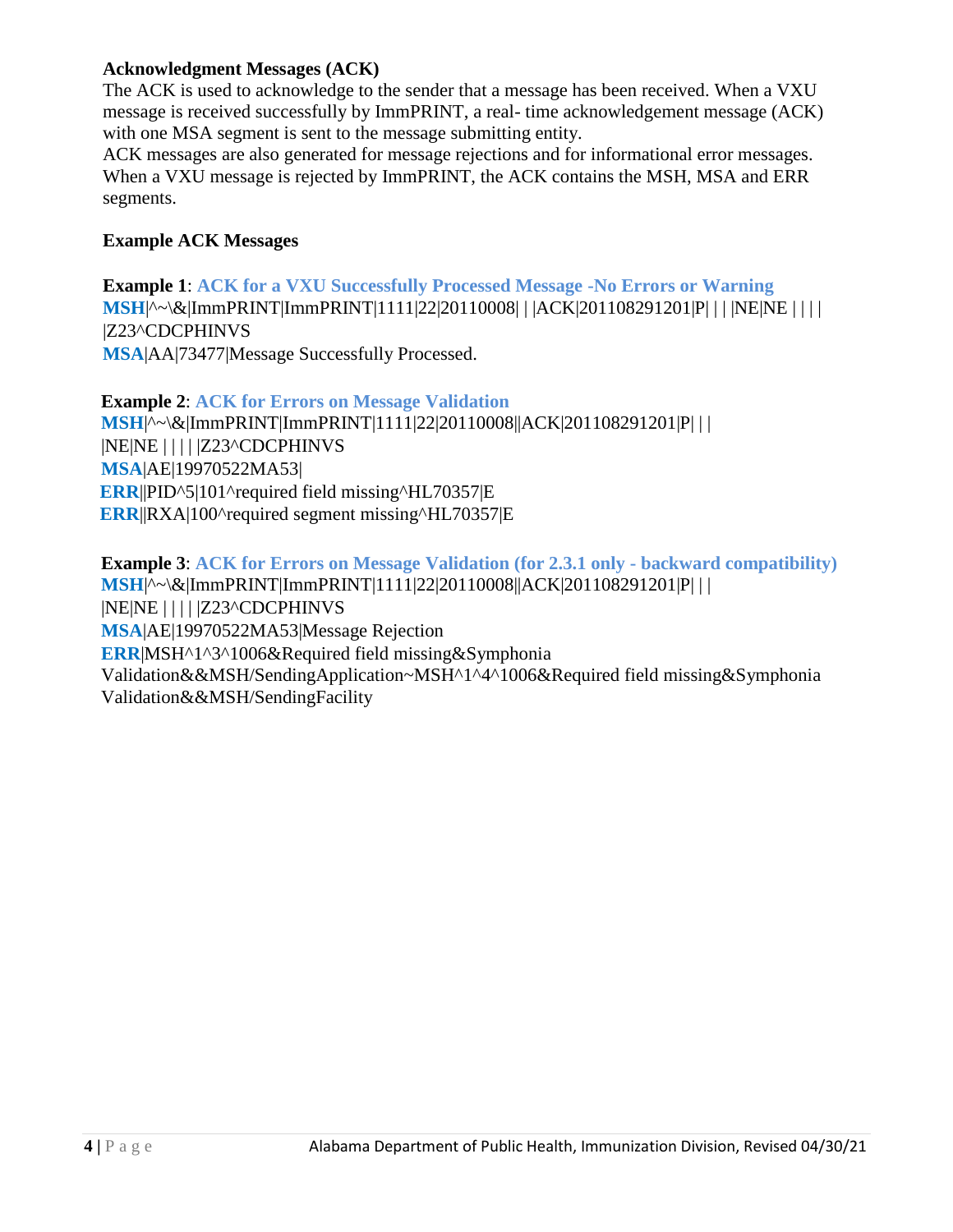### Acknowledgment Messages (ACK)

The ACK is used to acknowledge to the sender that a message has been received. When a VXU message is received successfully by ImmPRINT, a real- time acknowledgement message (ACK) with one MSA segment is sent to the message submitting entity.

ACK messages are also generated for message rejections and for informational error messages. When a VXU message is rejected by ImmPRINT, the ACK contains the MSH, MSA and ERR segments.

### Example ACK Messages

**Example 1**: **ACK for a VXU Successfully Processed Message -No Errors or Warning**

**MSH**|^~\&|ImmPRINT|ImmPRINT|1111|22|20110008| | |ACK|201108291201|P| | | |NE|NE | | | | |Z23^CDCPHINVS
**MSA**|AA|73477|Message Successfully Processed.

**Example 2**: **ACK for Errors on Message Validation**

**MSH**|^~\&|ImmPRINT|ImmPRINT|1111|22|20110008||ACK|201108291201|P| | | |NE|NE | | | | |Z23^CDCPHINVS
**MSA**|AE|19970522MA53|
**ERR**||PID^5|101^required field missing^HL70357|E
**ERR**||RXA|100^required segment missing^HL70357|E

**Example 3**: **ACK for Errors on Message Validation (for 2.3.1 only - backward compatibility)**

**MSH**|^~\&|ImmPRINT|ImmPRINT|1111|22|20110008||ACK|201108291201|P| | | |NE|NE | | | | |Z23^CDCPHINVS
**MSA**|AE|19970522MA53|Message Rejection
**ERR**|MSH^1^3^1006&Required field missing&Symphonia Validation&&MSH/SendingApplication~MSH^1^4^1006&Required field missing&Symphonia Validation&&MSH/SendingFacility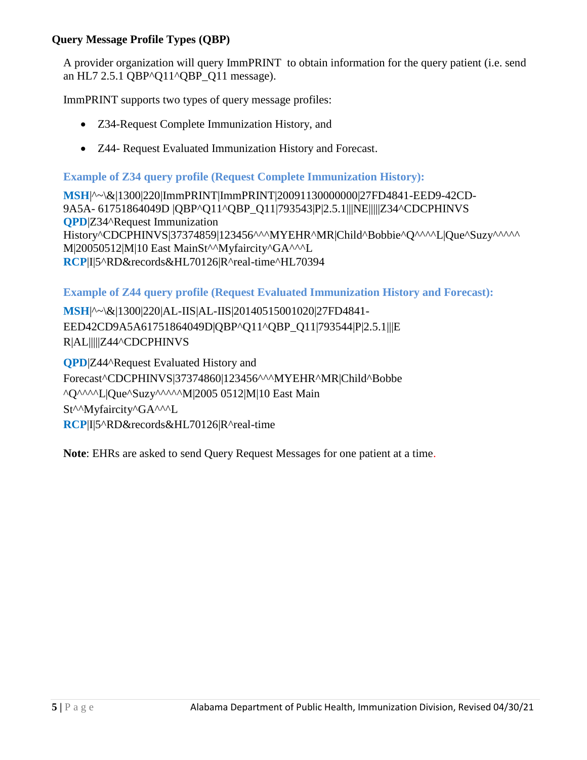### Query Message Profile Types (QBP)

A provider organization will query ImmPRINT to obtain information for the query patient (i.e. send an HL7 2.5.1 QBP^Q11^QBP_Q11 message).

ImmPRINT supports two types of query message profiles:

- Z34-Request Complete Immunization History, and
- Z44- Request Evaluated Immunization History and Forecast.

#### Example of Z34 query profile (Request Complete Immunization History):

**MSH**|^~\&|1300|220|ImmPRINT|ImmPRINT|20091130000000|27FD4841-EED9-42CD-9A5A- 61751864049D |QBP^Q11^QBP_Q11|793543|P|2.5.1|||NE|||||Z34^CDCPHINVS
**QPD**|Z34^Request Immunization History^CDCPHINVS|37374859|123456^^^MYEHR^MR|Child^Bobbie^Q^^^^L|Que^Suzy^^^^^M|20050512|M|10 East MainSt^^Myfaircity^GA^^^L
**RCP**|I|5^RD&records&HL70126|R^real-time^HL70394

#### Example of Z44 query profile (Request Evaluated Immunization History and Forecast):

**MSH**|^~\&|1300|220|AL-IIS|AL-IIS|20140515001020|27FD4841-EED42CD9A5A61751864049D|QBP^Q11^QBP_Q11|793544|P|2.5.1|||E R|AL|||||Z44^CDCPHINVS

**QPD**|Z44^Request Evaluated History and Forecast^CDCPHINVS|37374860|123456^^^MYEHR^MR|Child^Bobbe ^Q^^^^L|Que^Suzy^^^^^M|2005 0512|M|10 East Main St^^Myfaircity^GA^^^L
**RCP**|I|5^RD&records&HL70126|R^real-time

**Note**: EHRs are asked to send Query Request Messages for one patient at a time.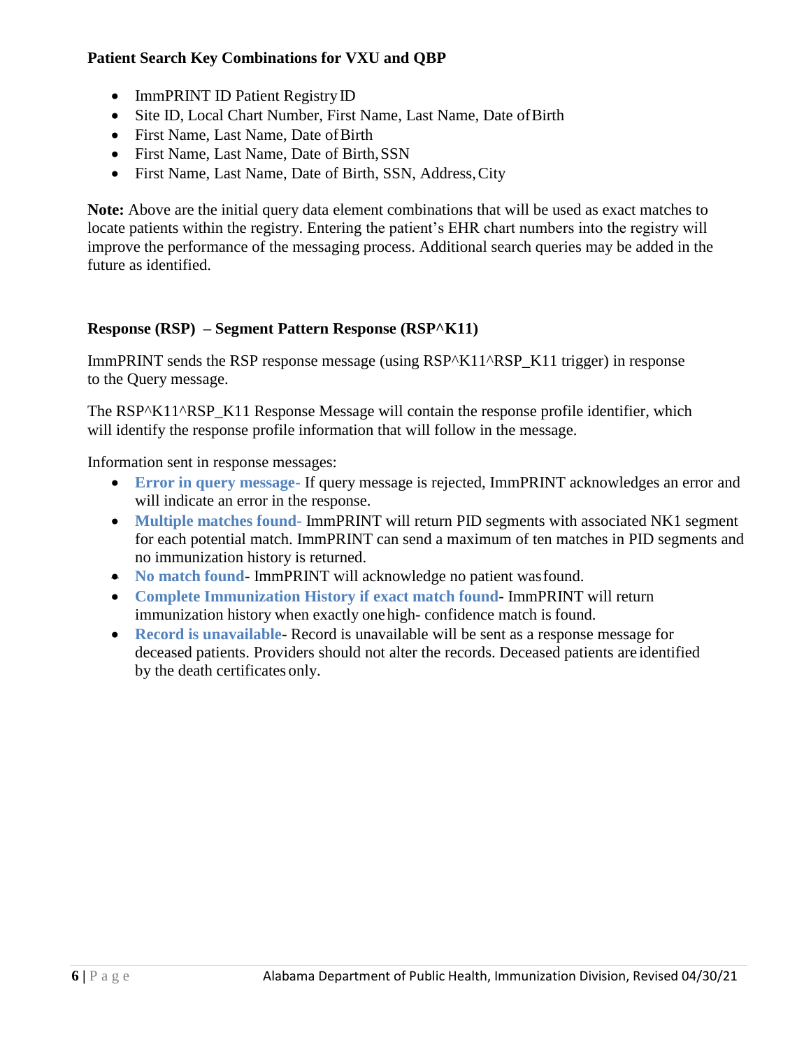**Patient Search Key Combinations for VXU and QBP**

- ImmPRINT ID Patient Registry ID
- Site ID, Local Chart Number, First Name, Last Name, Date of Birth
- First Name, Last Name, Date of Birth
- First Name, Last Name, Date of Birth, SSN
- First Name, Last Name, Date of Birth, SSN, Address, City

**Note:** Above are the initial query data element combinations that will be used as exact matches to locate patients within the registry. Entering the patient's EHR chart numbers into the registry will improve the performance of the messaging process. Additional search queries may be added in the future as identified.

**Response (RSP) – Segment Pattern Response (RSP^K11)**

ImmPRINT sends the RSP response message (using RSP^K11^RSP_K11 trigger) in response to the Query message.

The RSP^K11^RSP_K11 Response Message will contain the response profile identifier, which will identify the response profile information that will follow in the message.

Information sent in response messages:

- **Error in query message-** If query message is rejected, ImmPRINT acknowledges an error and will indicate an error in the response.
- **Multiple matches found-** ImmPRINT will return PID segments with associated NK1 segment for each potential match. ImmPRINT can send a maximum of ten matches in PID segments and no immunization history is returned.
- **No match found**- ImmPRINT will acknowledge no patient was found.
- **Complete Immunization History if exact match found**- ImmPRINT will return immunization history when exactly one high- confidence match is found.
- **Record is unavailable**- Record is unavailable will be sent as a response message for deceased patients. Providers should not alter the records. Deceased patients are identified by the death certificates only.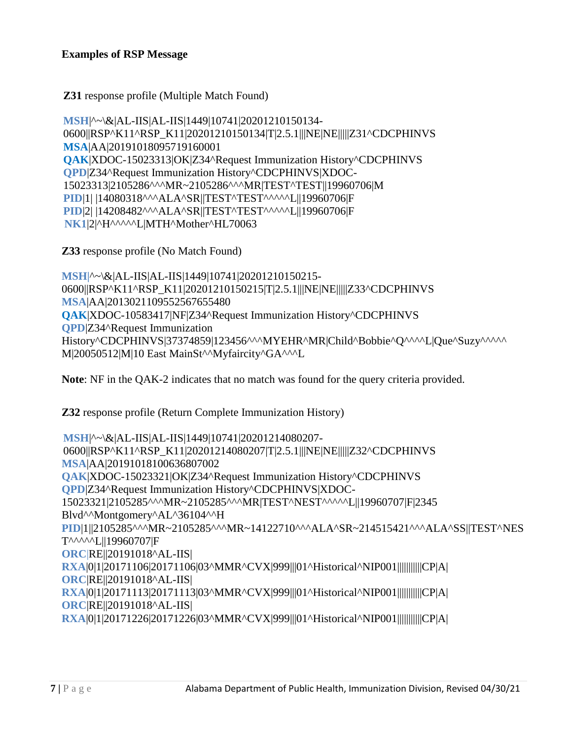**Examples of RSP Message**

**Z31** response profile (Multiple Match Found)

```
MSH|^~\&|AL-IIS|AL-IIS|1449|10741|20201210150134-0600||RSP^K11^RSP_K11|20201210150134|T|2.5.1|||NE|NE|||||Z31^CDCPHINVS
MSA|AA|20191018095719160001
QAK|XDOC-15023313|OK|Z34^Request Immunization History^CDCPHINVS
QPD|Z34^Request Immunization History^CDCPHINVS|XDOC-15023313|2105286^^^MR~2105286^^^MR|TEST^TEST||19960706|M
PID|1| |14080318^^^ALA^SR||TEST^TEST^^^^^L||19960706|F
PID|2| |14208482^^^ALA^SR||TEST^TEST^^^^^L||19960706|F
NK1|2|^H^^^^^L|MTH^Mother^HL70063
```

**Z33** response profile (No Match Found)

```
MSH|^~\&|AL-IIS|AL-IIS|1449|10741|20201210150215-0600||RSP^K11^RSP_K11|20201210150215|T|2.5.1|||NE|NE|||||Z33^CDCPHINVS
MSA|AA|20130211095525676554​80
QAK|XDOC-10583417|NF|Z34^Request Immunization History^CDCPHINVS
QPD|Z34^Request Immunization History^CDCPHINVS|37374859|123456^^^MYEHR^MR|Child^Bobbie^Q^^^^L|Que^Suzy^^^^^M|20050512|M|10 East MainSt^^Myfaircity^GA^^^L
```

**Note**: NF in the QAK-2 indicates that no match was found for the query criteria provided.

**Z32** response profile (Return Complete Immunization History)

```
MSH|^~\&|AL-IIS|AL-IIS|1449|10741|20201214080207-0600||RSP^K11^RSP_K11|20201214080207|T|2.5.1|||NE|NE|||||Z32^CDCPHINVS
MSA|AA|20191018100636807002
QAK|XDOC-15023321|OK|Z34^Request Immunization History^CDCPHINVS
QPD|Z34^Request Immunization History^CDCPHINVS|XDOC-15023321|2105285^^^MR~2105285^^^MR|TEST^NEST^^^^^L||19960707|F|2345 Blvd^^Montgomery^AL^36104^^H
PID|1||2105285^^^MR~2105285^^^MR~14122710^^^ALA^SR~214515421^^^ALA^SS||TEST^NEST^^^^^L||19960707|F
ORC|RE||20191018^AL-IIS|
RXA|0|1|20171106|20171106|03^MMR^CVX|999|||01^Historical^NIP001||||||||||CP|A|
ORC|RE||20191018^AL-IIS|
RXA|0|1|20171113|20171113|03^MMR^CVX|999|||01^Historical^NIP001||||||||||CP|A|
ORC|RE||20191018^AL-IIS|
RXA|0|1|20171226|20171226|03^MMR^CVX|999|||01^Historical^NIP001||||||||||CP|A|
```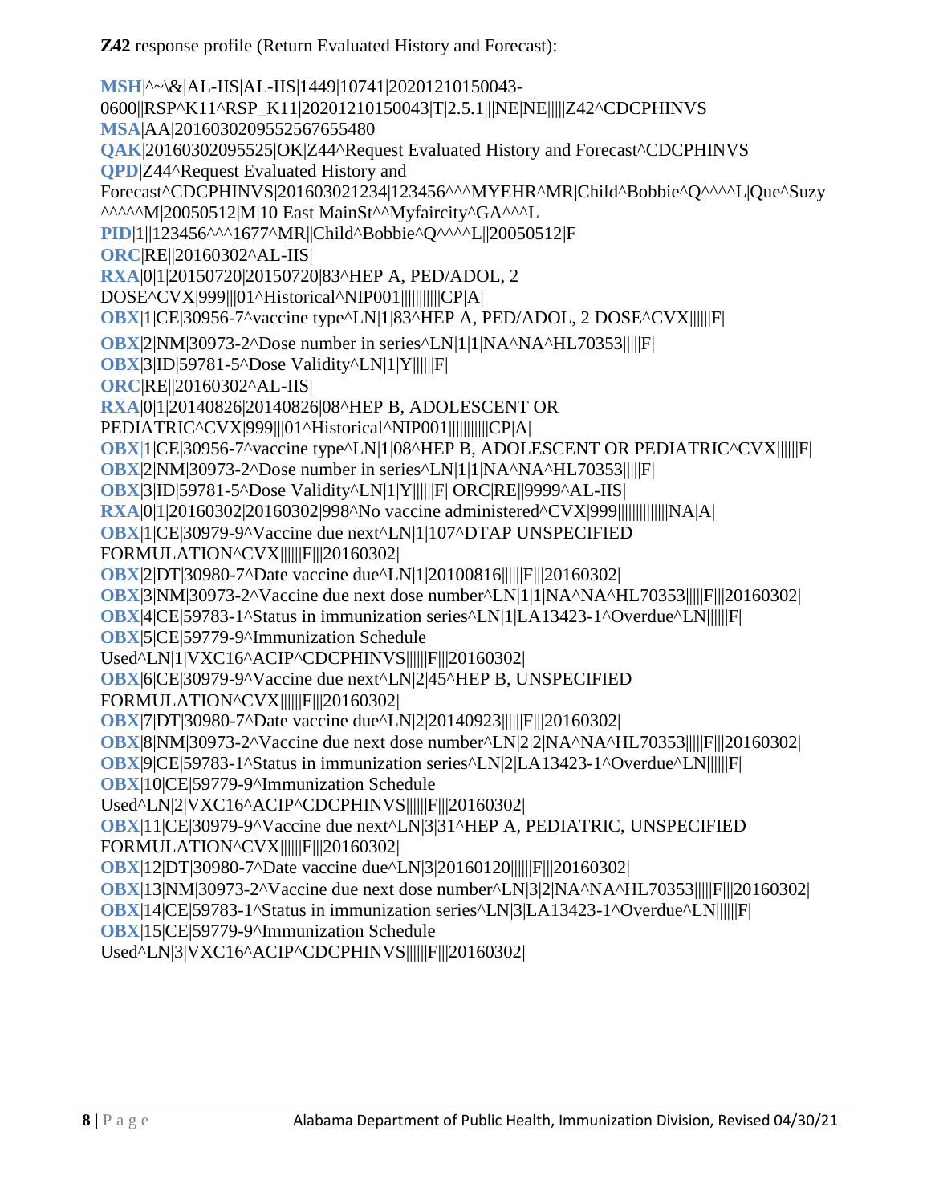**Z42** response profile (Return Evaluated History and Forecast):

```
MSH|^~\&|AL-IIS|AL-IIS|1449|10741|20201210150043-0600||RSP^K11^RSP_K11|20201210150043|T|2.5.1|||NE|NE|||||Z42^CDCPHINVS
MSA|AA|20160302095525676554 80
QAK|20160302095525|OK|Z44^Request Evaluated History and Forecast^CDCPHINVS
QPD|Z44^Request Evaluated History and Forecast^CDCPHINVS|201603021234|123456^^^MYEHR^MR|Child^Bobbie^Q^^^^L|Que^Suzy^^^^^M|20050512|M|10 East MainSt^^Myfaircity^GA^^^L
PID|1||123456^^^1677^MR||Child^Bobbie^Q^^^^L||20050512|F
ORC|RE||20160302^AL-IIS|
RXA|0|1|20150720|20150720|83^HEP A, PED/ADOL, 2 DOSE^CVX|999|||01^Historical^NIP001||||||||||CP|A|
OBX|1|CE|30956-7^vaccine type^LN|1|83^HEP A, PED/ADOL, 2 DOSE^CVX||||||F|
OBX|2|NM|30973-2^Dose number in series^LN|1|1|NA^NA^HL70353|||||F|
OBX|3|ID|59781-5^Dose Validity^LN|1|Y||||||F|
ORC|RE||20160302^AL-IIS|
RXA|0|1|20140826|20140826|08^HEP B, ADOLESCENT OR PEDIATRIC^CVX|999|||01^Historical^NIP001||||||||||CP|A|
OBX|1|CE|30956-7^vaccine type^LN|1|08^HEP B, ADOLESCENT OR PEDIATRIC^CVX||||||F|
OBX|2|NM|30973-2^Dose number in series^LN|1|1|NA^NA^HL70353|||||F|
OBX|3|ID|59781-5^Dose Validity^LN|1|Y||||||F| ORC|RE||9999^AL-IIS|
RXA|0|1|20160302|20160302|998^No vaccine administered^CVX|999||||||||||||NA|A|
OBX|1|CE|30979-9^Vaccine due next^LN|1|107^DTAP UNSPECIFIED FORMULATION^CVX||||||F|||20160302|
OBX|2|DT|30980-7^Date vaccine due^LN|1|20100816||||||F|||20160302|
OBX|3|NM|30973-2^Vaccine due next dose number^LN|1|1|NA^NA^HL70353|||||F|||20160302|
OBX|4|CE|59783-1^Status in immunization series^LN|1|LA13423-1^Overdue^LN||||||F|
OBX|5|CE|59779-9^Immunization Schedule Used^LN|1|VXC16^ACIP^CDCPHINVS||||||F|||20160302|
OBX|6|CE|30979-9^Vaccine due next^LN|2|45^HEP B, UNSPECIFIED FORMULATION^CVX||||||F|||20160302|
OBX|7|DT|30980-7^Date vaccine due^LN|2|20140923||||||F|||20160302|
OBX|8|NM|30973-2^Vaccine due next dose number^LN|2|2|NA^NA^HL70353|||||F|||20160302|
OBX|9|CE|59783-1^Status in immunization series^LN|2|LA13423-1^Overdue^LN||||||F|
OBX|10|CE|59779-9^Immunization Schedule Used^LN|2|VXC16^ACIP^CDCPHINVS||||||F|||20160302|
OBX|11|CE|30979-9^Vaccine due next^LN|3|31^HEP A, PEDIATRIC, UNSPECIFIED FORMULATION^CVX||||||F|||20160302|
OBX|12|DT|30980-7^Date vaccine due^LN|3|20160120||||||F|||20160302|
OBX|13|NM|30973-2^Vaccine due next dose number^LN|3|2|NA^NA^HL70353|||||F|||20160302|
OBX|14|CE|59783-1^Status in immunization series^LN|3|LA13423-1^Overdue^LN||||||F|
OBX|15|CE|59779-9^Immunization Schedule Used^LN|3|VXC16^ACIP^CDCPHINVS||||||F|||20160302|
```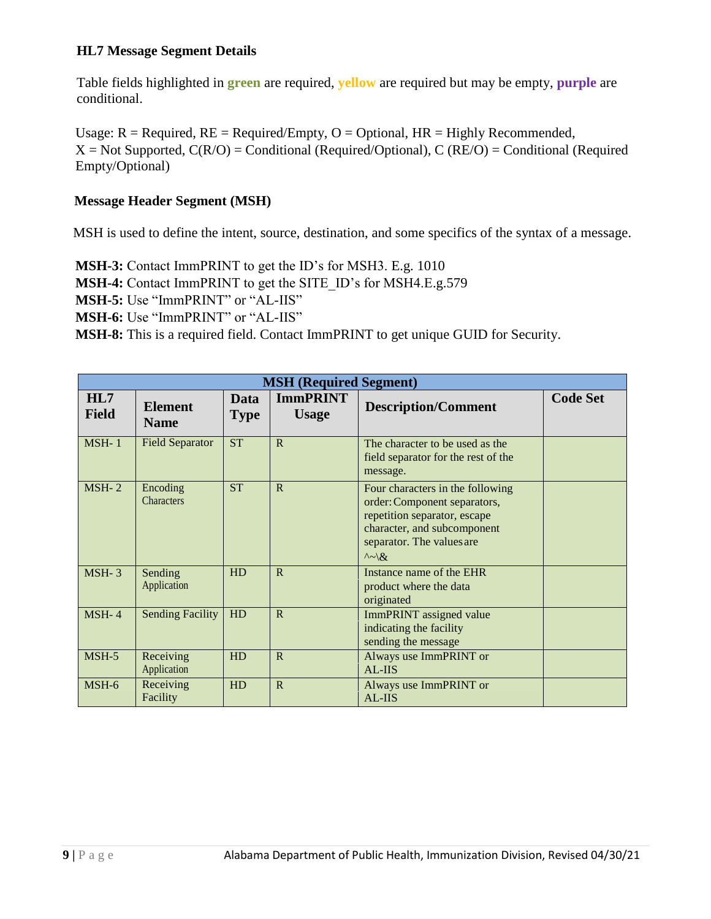### HL7 Message Segment Details

Table fields highlighted in **green** are required, **yellow** are required but may be empty, **purple** are conditional.

Usage: R = Required, RE = Required/Empty, O = Optional, HR = Highly Recommended, X = Not Supported, C(R/O) = Conditional (Required/Optional), C (RE/O) = Conditional (Required Empty/Optional)

### Message Header Segment (MSH)

MSH is used to define the intent, source, destination, and some specifics of the syntax of a message.

**MSH-3:** Contact ImmPRINT to get the ID's for MSH3. E.g. 1010
**MSH-4:** Contact ImmPRINT to get the SITE_ID's for MSH4.E.g.579
**MSH-5:** Use "ImmPRINT" or "AL-IIS"
**MSH-6:** Use "ImmPRINT" or "AL-IIS"
**MSH-8:** This is a required field. Contact ImmPRINT to get unique GUID for Security.

| MSH (Required Segment) | | | | | |
|---|---|---|---|---|---|
| **HL7 Field** | **Element Name** | **Data Type** | **ImmPRINT Usage** | **Description/Comment** | **Code Set** |
| MSH- 1 | Field Separator | ST | R | The character to be used as the field separator for the rest of the message. | |
| MSH- 2 | Encoding Characters | ST | R | Four characters in the following order: Component separators, repetition separator, escape character, and subcomponent separator. The values are ^~\& | |
| MSH- 3 | Sending Application | HD | R | Instance name of the EHR product where the data originated | |
| MSH- 4 | Sending Facility | HD | R | ImmPRINT assigned value indicating the facility sending the message | |
| MSH-5 | Receiving Application | HD | R | Always use ImmPRINT or AL-IIS | |
| MSH-6 | Receiving Facility | HD | R | Always use ImmPRINT or AL-IIS | |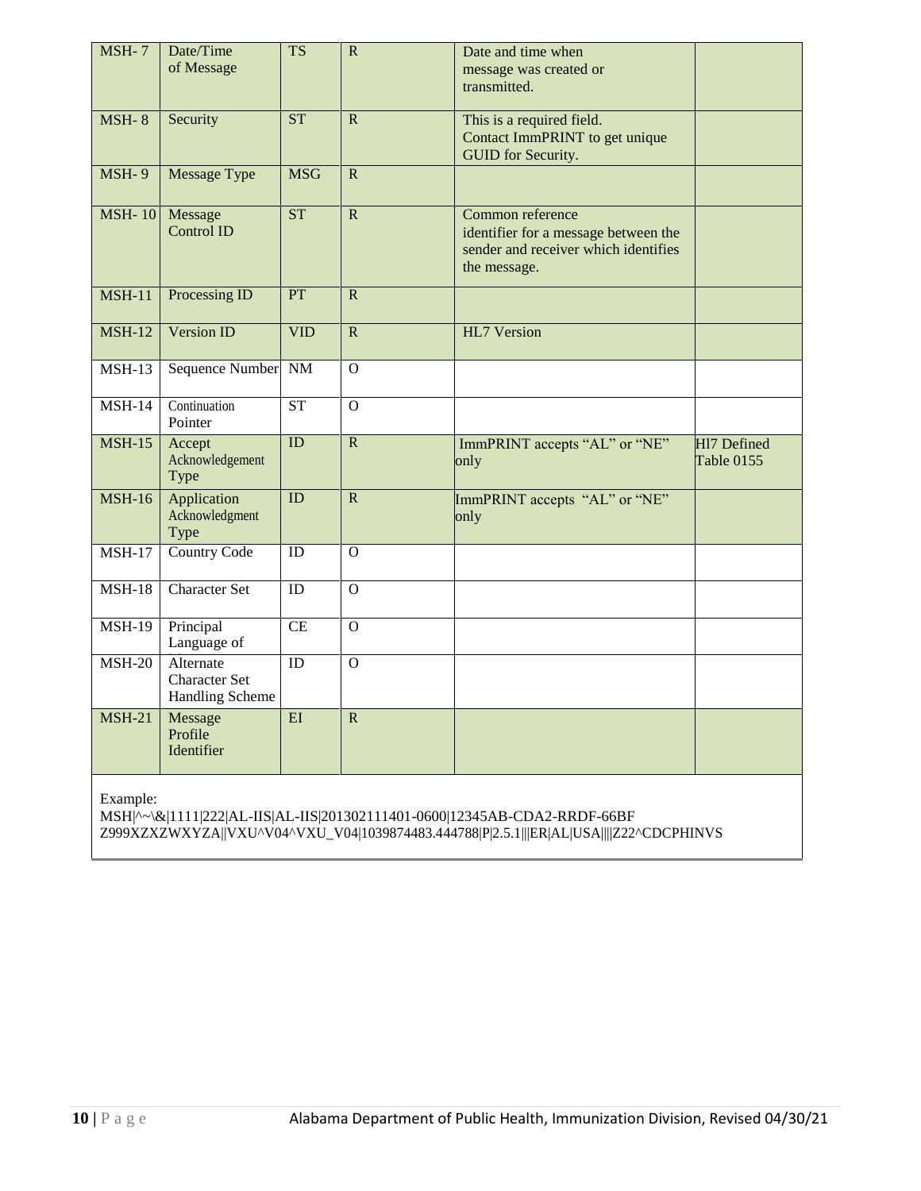| MSH- 7 | Date/Time of Message | TS | R | Date and time when message was created or transmitted. | |
|---|---|---|---|---|---|
| MSH- 8 | Security | ST | R | This is a required field. Contact ImmPRINT to get unique GUID for Security. | |
| MSH- 9 | Message Type | MSG | R | | |
| MSH- 10 | Message Control ID | ST | R | Common reference identifier for a message between the sender and receiver which identifies the message. | |
| MSH-11 | Processing ID | PT | R | | |
| MSH-12 | Version ID | VID | R | HL7 Version | |
| MSH-13 | Sequence Number | NM | O | | |
| MSH-14 | Continuation Pointer | ST | O | | |
| MSH-15 | Accept Acknowledgement Type | ID | R | ImmPRINT accepts "AL" or "NE" only | Hl7 Defined Table 0155 |
| MSH-16 | Application Acknowledgment Type | ID | R | ImmPRINT accepts "AL" or "NE" only | |
| MSH-17 | Country Code | ID | O | | |
| MSH-18 | Character Set | ID | O | | |
| MSH-19 | Principal Language of | CE | O | | |
| MSH-20 | Alternate Character Set Handling Scheme | ID | O | | |
| MSH-21 | Message Profile Identifier | EI | R | | |

Example:

```
MSH|^~\&|1111|222|AL-IIS|AL-IIS|201302111401-0600|12345AB-CDA2-RRDF-66BF
Z999XZXZWXYZA||VXU^V04^VXU_V04|1039874483.444788|P|2.5.1|||ER|AL|USA||||Z22^CDCPHINVS
```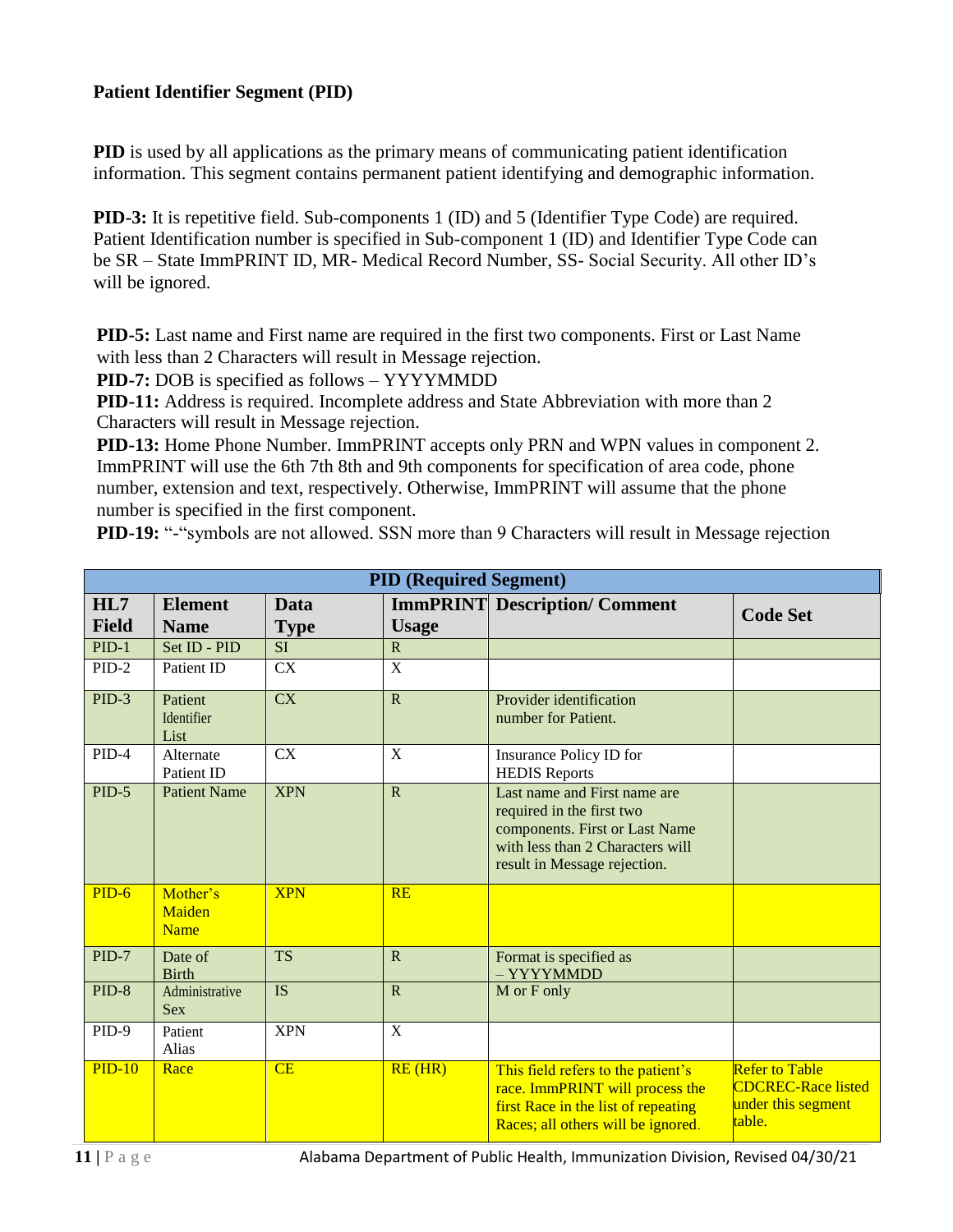**Patient Identifier Segment (PID)**

**PID** is used by all applications as the primary means of communicating patient identification information. This segment contains permanent patient identifying and demographic information.

**PID-3:** It is repetitive field. Sub-components 1 (ID) and 5 (Identifier Type Code) are required. Patient Identification number is specified in Sub-component 1 (ID) and Identifier Type Code can be SR – State ImmPRINT ID, MR- Medical Record Number, SS- Social Security. All other ID's will be ignored.

**PID-5:** Last name and First name are required in the first two components. First or Last Name with less than 2 Characters will result in Message rejection.

**PID-7:** DOB is specified as follows – YYYYMMDD

**PID-11:** Address is required. Incomplete address and State Abbreviation with more than 2 Characters will result in Message rejection.

**PID-13:** Home Phone Number. ImmPRINT accepts only PRN and WPN values in component 2. ImmPRINT will use the 6th 7th 8th and 9th components for specification of area code, phone number, extension and text, respectively. Otherwise, ImmPRINT will assume that the phone number is specified in the first component.

**PID-19:** "-"symbols are not allowed. SSN more than 9 Characters will result in Message rejection

| PID (Required Segment) | | | | | |
|---|---|---|---|---|---|
| **HL7 Field** | **Element Name** | **Data Type** | **ImmPRINT Usage** | **Description/ Comment** | **Code Set** |
| PID-1 | Set ID - PID | SI | R | | |
| PID-2 | Patient ID | CX | X | | |
| PID-3 | Patient Identifier List | CX | R | Provider identification number for Patient. | |
| PID-4 | Alternate Patient ID | CX | X | Insurance Policy ID for HEDIS Reports | |
| PID-5 | Patient Name | XPN | R | Last name and First name are required in the first two components. First or Last Name with less than 2 Characters will result in Message rejection. | |
| PID-6 | Mother's Maiden Name | XPN | RE | | |
| PID-7 | Date of Birth | TS | R | Format is specified as – YYYYMMDD | |
| PID-8 | Administrative Sex | IS | R | M or F only | |
| PID-9 | Patient Alias | XPN | X | | |
| PID-10 | Race | CE | RE (HR) | This field refers to the patient's race. ImmPRINT will process the first Race in the list of repeating Races; all others will be ignored. | Refer to Table CDCREC-Race listed under this segment table. |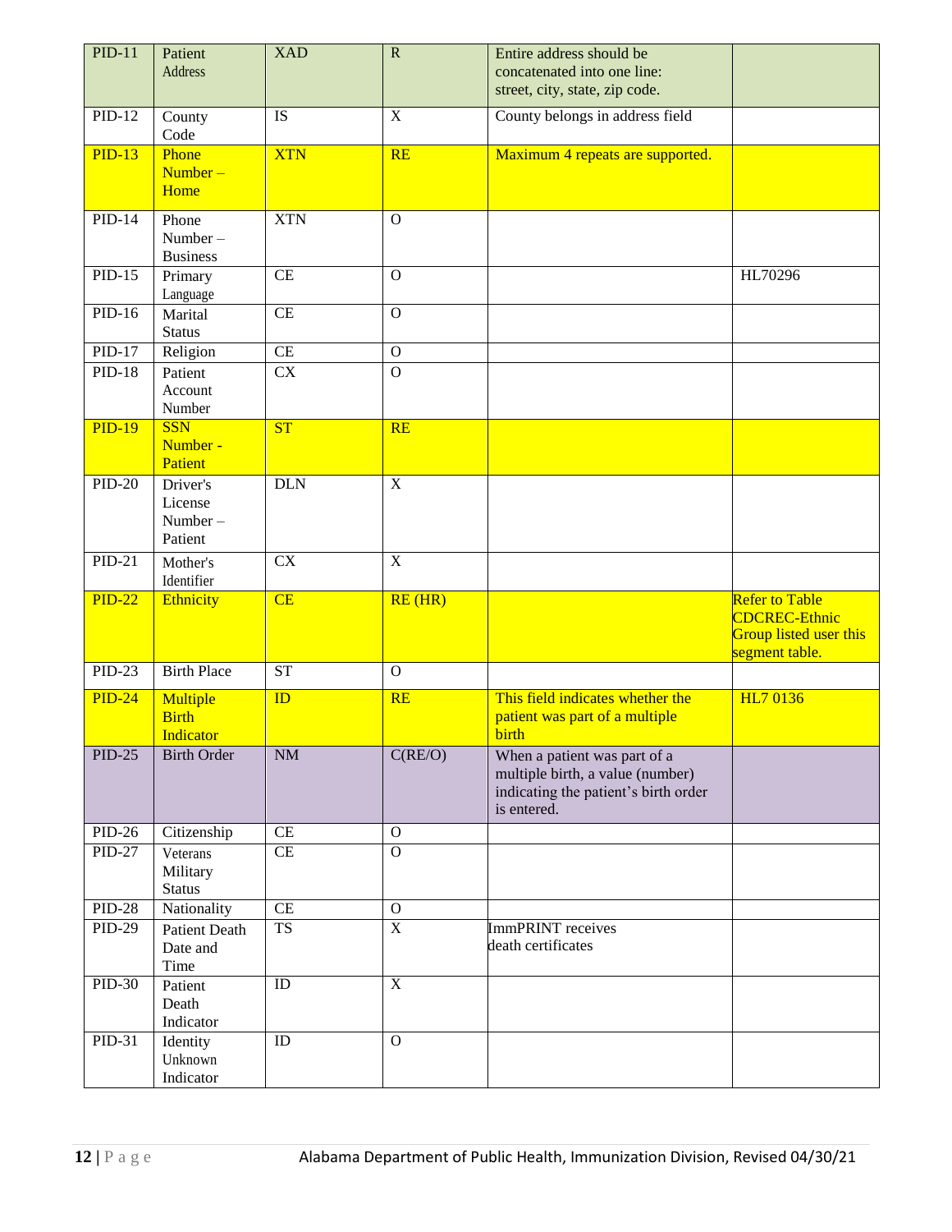| PID-11 | Patient Address | XAD | R | Entire address should be concatenated into one line: street, city, state, zip code. | |
|---|---|---|---|---|---|
| PID-12 | County Code | IS | X | County belongs in address field | |
| PID-13 | Phone Number – Home | XTN | RE | Maximum 4 repeats are supported. | |
| PID-14 | Phone Number – Business | XTN | O | | |
| PID-15 | Primary Language | CE | O | | HL70296 |
| PID-16 | Marital Status | CE | O | | |
| PID-17 | Religion | CE | O | | |
| PID-18 | Patient Account Number | CX | O | | |
| PID-19 | SSN Number - Patient | ST | RE | | |
| PID-20 | Driver's License Number – Patient | DLN | X | | |
| PID-21 | Mother's Identifier | CX | X | | |
| PID-22 | Ethnicity | CE | RE (HR) | | Refer to Table CDCREC-Ethnic Group listed user this segment table. |
| PID-23 | Birth Place | ST | O | | |
| PID-24 | Multiple Birth Indicator | ID | RE | This field indicates whether the patient was part of a multiple birth | HL7 0136 |
| PID-25 | Birth Order | NM | C(RE/O) | When a patient was part of a multiple birth, a value (number) indicating the patient's birth order is entered. | |
| PID-26 | Citizenship | CE | O | | |
| PID-27 | Veterans Military Status | CE | O | | |
| PID-28 | Nationality | CE | O | | |
| PID-29 | Patient Death Date and Time | TS | X | ImmPRINT receives death certificates | |
| PID-30 | Patient Death Indicator | ID | X | | |
| PID-31 | Identity Unknown Indicator | ID | O | | |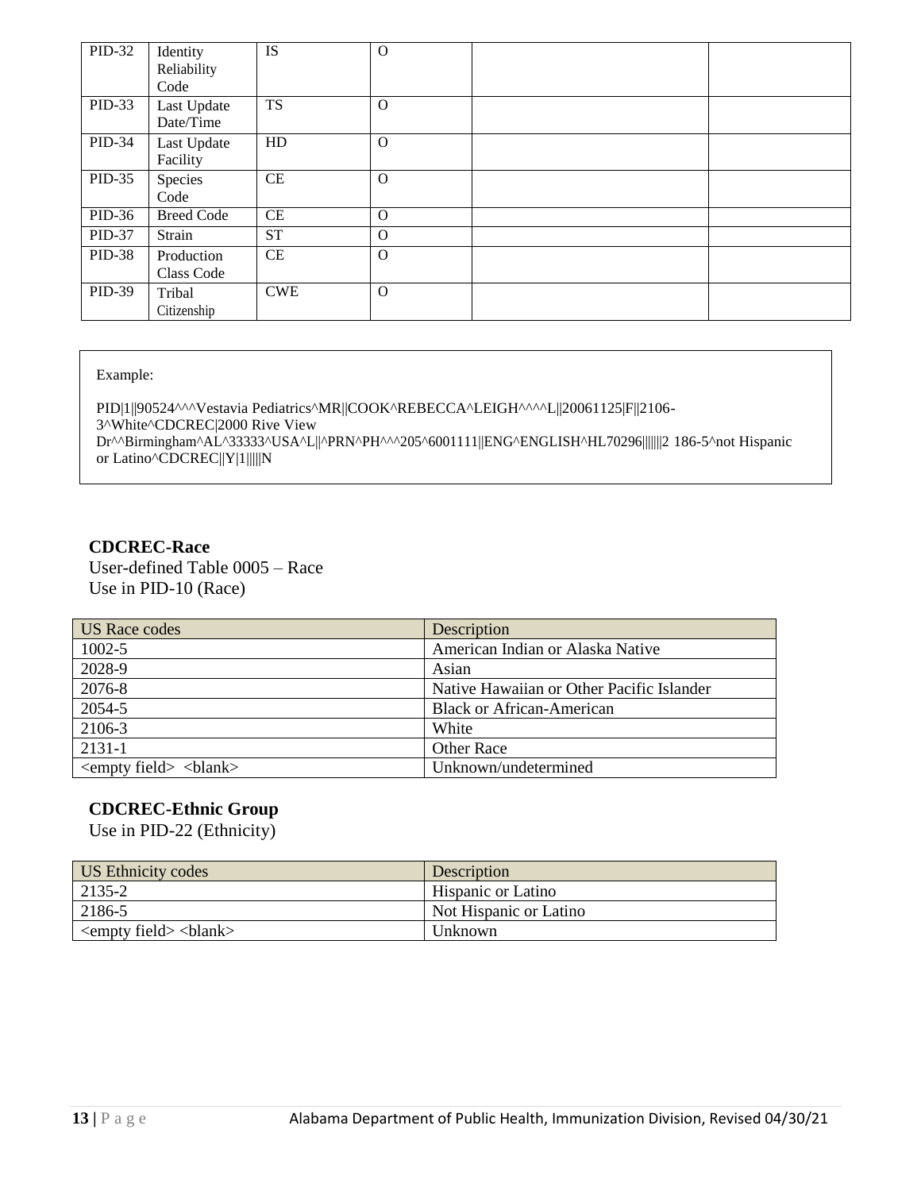| PID-32 | Identity Reliability Code | IS | O | | |
|---|---|---|---|---|---|
| PID-33 | Last Update Date/Time | TS | O | | |
| PID-34 | Last Update Facility | HD | O | | |
| PID-35 | Species Code | CE | O | | |
| PID-36 | Breed Code | CE | O | | |
| PID-37 | Strain | ST | O | | |
| PID-38 | Production Class Code | CE | O | | |
| PID-39 | Tribal Citizenship | CWE | O | | |

Example:

```
PID|1||90524^^^Vestavia Pediatrics^MR||COOK^REBECCA^LEIGH^^^^L||20061125|F||2106-3^White^CDCREC|2000 Rive View Dr^^Birmingham^AL^33333^USA^L||^PRN^PH^^^205^6001111||ENG^ENGLISH^HL70296||||||2 186-5^not Hispanic or Latino^CDCREC||Y|1|||||N
```

**CDCREC-Race**
User-defined Table 0005 – Race
Use in PID-10 (Race)

| US Race codes | Description |
|---|---|
| 1002-5 | American Indian or Alaska Native |
| 2028-9 | Asian |
| 2076-8 | Native Hawaiian or Other Pacific Islander |
| 2054-5 | Black or African-American |
| 2106-3 | White |
| 2131-1 | Other Race |
| <empty field> <blank> | Unknown/undetermined |

**CDCREC-Ethnic Group**
Use in PID-22 (Ethnicity)

| US Ethnicity codes | Description |
|---|---|
| 2135-2 | Hispanic or Latino |
| 2186-5 | Not Hispanic or Latino |
| <empty field> <blank> | Unknown |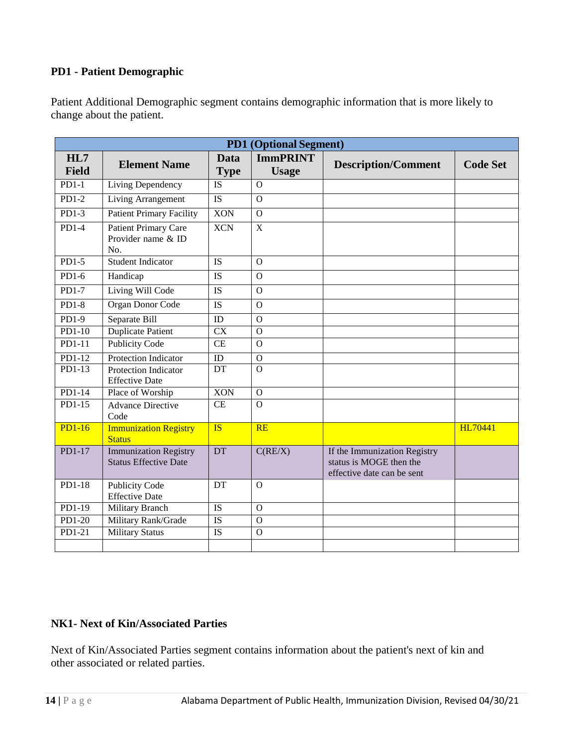### PD1 - Patient Demographic

Patient Additional Demographic segment contains demographic information that is more likely to change about the patient.

| PD1 (Optional Segment) | | | | | |
|---|---|---|---|---|---|
| HL7 Field | Element Name | Data Type | ImmPRINT Usage | Description/Comment | Code Set |
| PD1-1 | Living Dependency | IS | O | | |
| PD1-2 | Living Arrangement | IS | O | | |
| PD1-3 | Patient Primary Facility | XON | O | | |
| PD1-4 | Patient Primary Care Provider name & ID No. | XCN | X | | |
| PD1-5 | Student Indicator | IS | O | | |
| PD1-6 | Handicap | IS | O | | |
| PD1-7 | Living Will Code | IS | O | | |
| PD1-8 | Organ Donor Code | IS | O | | |
| PD1-9 | Separate Bill | ID | O | | |
| PD1-10 | Duplicate Patient | CX | O | | |
| PD1-11 | Publicity Code | CE | O | | |
| PD1-12 | Protection Indicator | ID | O | | |
| PD1-13 | Protection Indicator Effective Date | DT | O | | |
| PD1-14 | Place of Worship | XON | O | | |
| PD1-15 | Advance Directive Code | CE | O | | |
| PD1-16 | Immunization Registry Status | IS | RE | | HL70441 |
| PD1-17 | Immunization Registry Status Effective Date | DT | C(RE/X) | If the Immunization Registry status is MOGE then the effective date can be sent | |
| PD1-18 | Publicity Code Effective Date | DT | O | | |
| PD1-19 | Military Branch | IS | O | | |
| PD1-20 | Military Rank/Grade | IS | O | | |
| PD1-21 | Military Status | IS | O | | |
| | | | | | |

### NK1- Next of Kin/Associated Parties

Next of Kin/Associated Parties segment contains information about the patient's next of kin and other associated or related parties.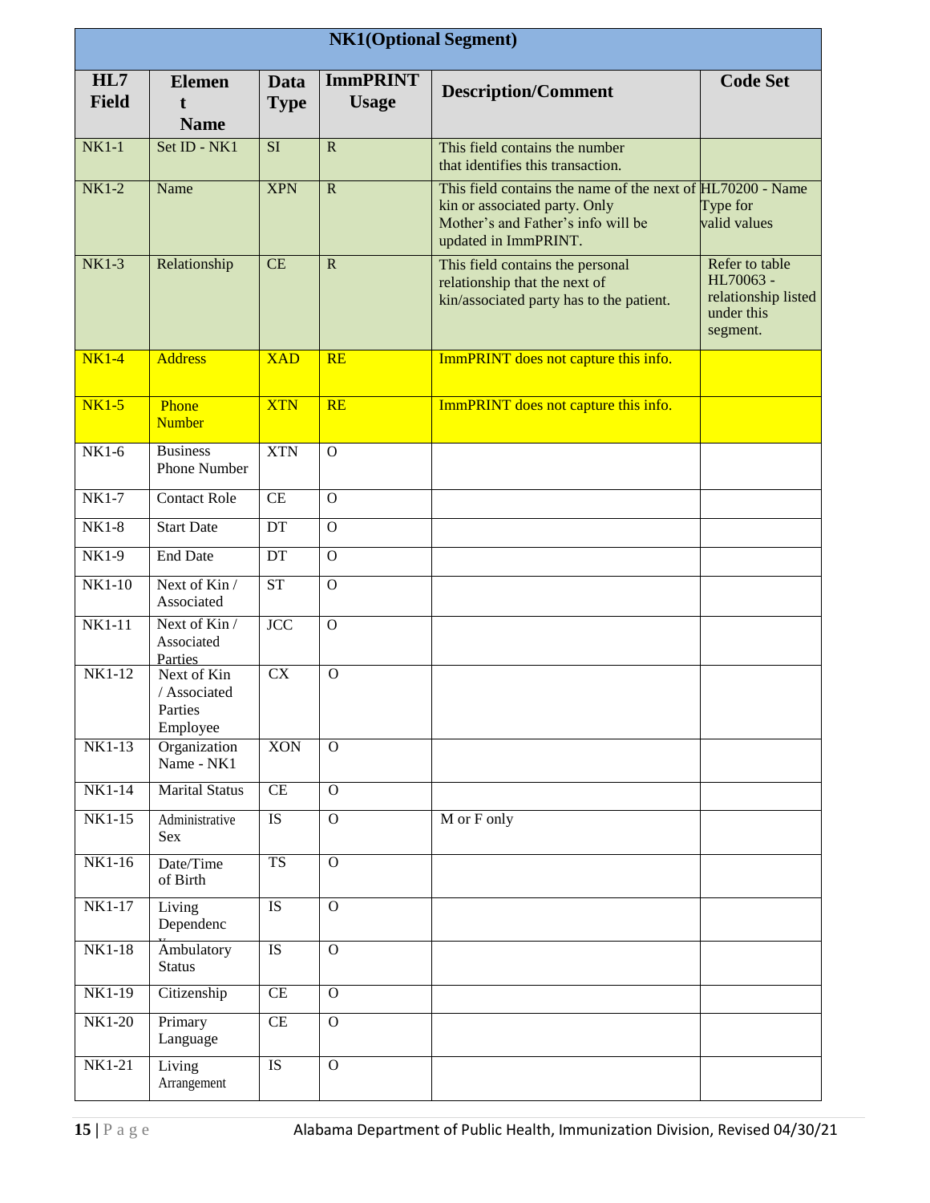| NK1(Optional Segment) | | | | | |
|---|---|---|---|---|---|
| **HL7 Field** | **Element Name** | **Data Type** | **ImmPRINT Usage** | **Description/Comment** | **Code Set** |
| NK1-1 | Set ID - NK1 | SI | R | This field contains the number that identifies this transaction. | |
| NK1-2 | Name | XPN | R | This field contains the name of the next of kin or associated party. Only Mother's and Father's info will be updated in ImmPRINT. | HL70200 - Name Type for valid values |
| NK1-3 | Relationship | CE | R | This field contains the personal relationship that the next of kin/associated party has to the patient. | Refer to table HL70063 - relationship listed under this segment. |
| NK1-4 | Address | XAD | RE | ImmPRINT does not capture this info. | |
| NK1-5 | Phone Number | XTN | RE | ImmPRINT does not capture this info. | |
| NK1-6 | Business Phone Number | XTN | O | | |
| NK1-7 | Contact Role | CE | O | | |
| NK1-8 | Start Date | DT | O | | |
| NK1-9 | End Date | DT | O | | |
| NK1-10 | Next of Kin / Associated | ST | O | | |
| NK1-11 | Next of Kin / Associated Parties | JCC | O | | |
| NK1-12 | Next of Kin / Associated Parties Employee | CX | O | | |
| NK1-13 | Organization Name - NK1 | XON | O | | |
| NK1-14 | Marital Status | CE | O | | |
| NK1-15 | Administrative Sex | IS | O | M or F only | |
| NK1-16 | Date/Time of Birth | TS | O | | |
| NK1-17 | Living Dependency | IS | O | | |
| NK1-18 | Ambulatory Status | IS | O | | |
| NK1-19 | Citizenship | CE | O | | |
| NK1-20 | Primary Language | CE | O | | |
| NK1-21 | Living Arrangement | IS | O | | |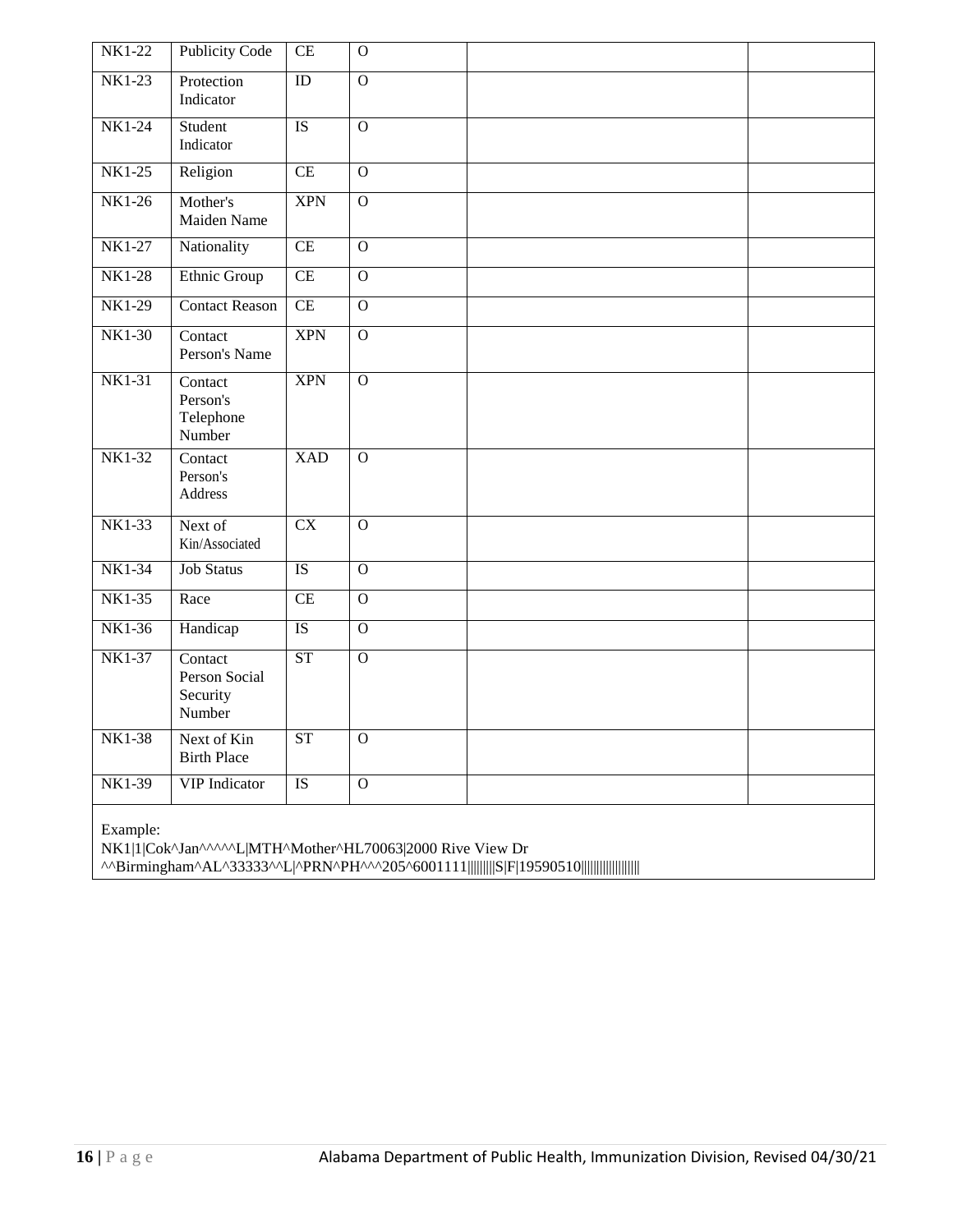| NK1-22 | Publicity Code | CE | O | | |
|---|---|---|---|---|---|
| NK1-23 | Protection Indicator | ID | O | | |
| NK1-24 | Student Indicator | IS | O | | |
| NK1-25 | Religion | CE | O | | |
| NK1-26 | Mother's Maiden Name | XPN | O | | |
| NK1-27 | Nationality | CE | O | | |
| NK1-28 | Ethnic Group | CE | O | | |
| NK1-29 | Contact Reason | CE | O | | |
| NK1-30 | Contact Person's Name | XPN | O | | |
| NK1-31 | Contact Person's Telephone Number | XPN | O | | |
| NK1-32 | Contact Person's Address | XAD | O | | |
| NK1-33 | Next of Kin/Associated | CX | O | | |
| NK1-34 | Job Status | IS | O | | |
| NK1-35 | Race | CE | O | | |
| NK1-36 | Handicap | IS | O | | |
| NK1-37 | Contact Person Social Security Number | ST | O | | |
| NK1-38 | Next of Kin Birth Place | ST | O | | |
| NK1-39 | VIP Indicator | IS | O | | |

Example:

```
NK1|1|Cok^Jan^^^^^L|MTH^Mother^HL70063|2000 Rive View Dr
^^Birmingham^AL^33333^^L|^PRN^PH^^^205^6001111|||||||||S|F|19590510||||||||||||||||||
```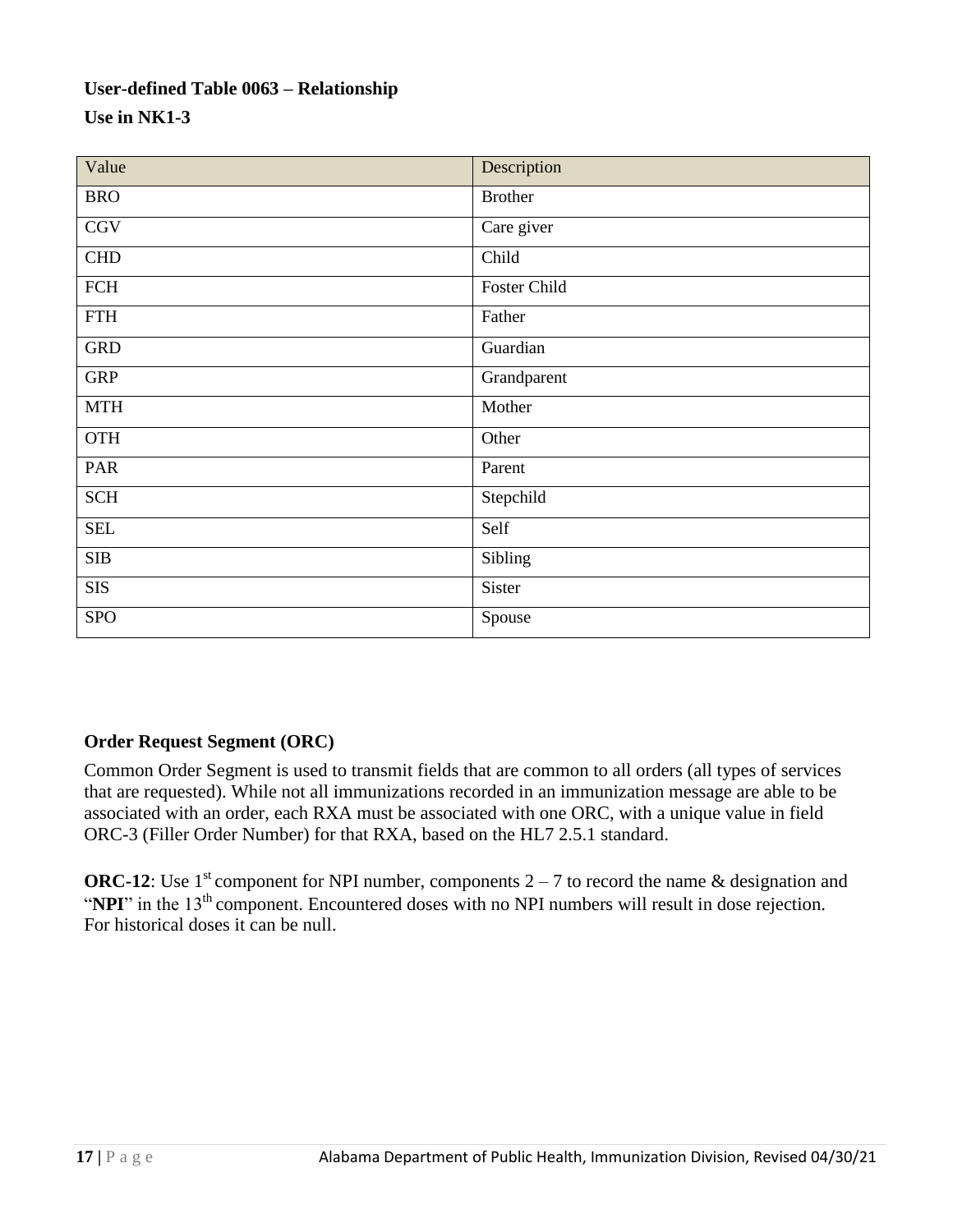**User-defined Table 0063 – Relationship**

**Use in NK1-3**

| Value | Description |
|---|---|
| BRO | Brother |
| CGV | Care giver |
| CHD | Child |
| FCH | Foster Child |
| FTH | Father |
| GRD | Guardian |
| GRP | Grandparent |
| MTH | Mother |
| OTH | Other |
| PAR | Parent |
| SCH | Stepchild |
| SEL | Self |
| SIB | Sibling |
| SIS | Sister |
| SPO | Spouse |

### Order Request Segment (ORC)

Common Order Segment is used to transmit fields that are common to all orders (all types of services that are requested). While not all immunizations recorded in an immunization message are able to be associated with an order, each RXA must be associated with one ORC, with a unique value in field ORC-3 (Filler Order Number) for that RXA, based on the HL7 2.5.1 standard.

**ORC-12**: Use 1st component for NPI number, components 2 – 7 to record the name & designation and "**NPI**" in the 13th component. Encountered doses with no NPI numbers will result in dose rejection. For historical doses it can be null.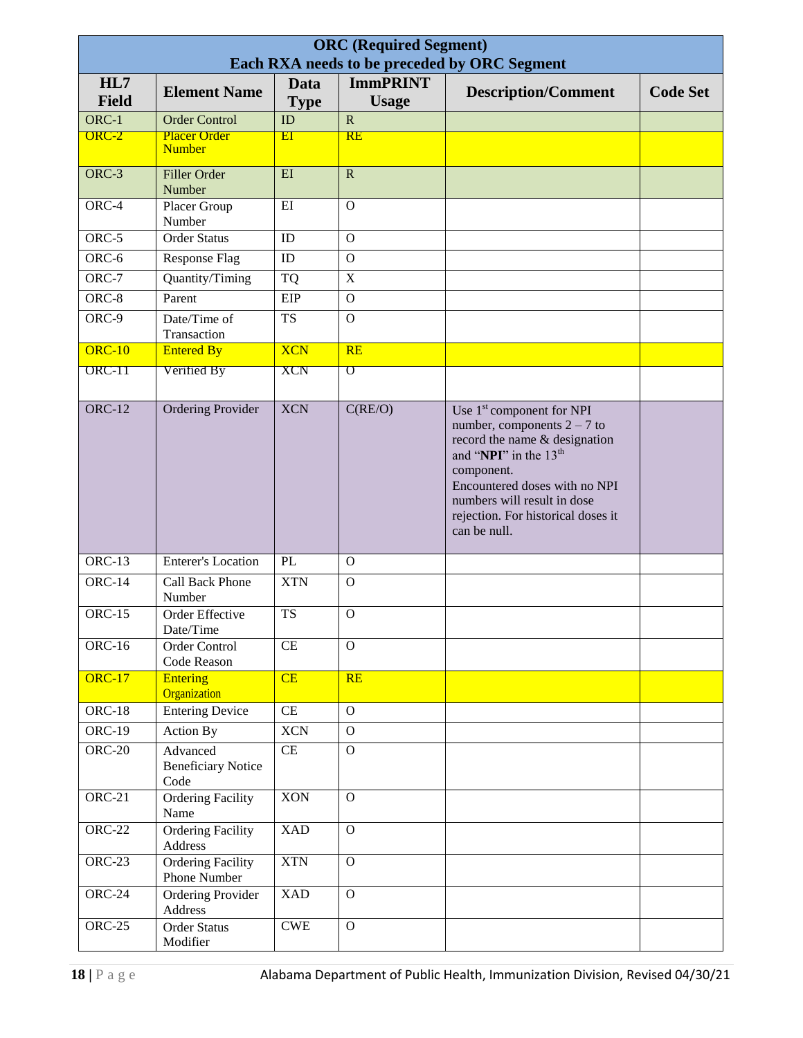| ORC (Required Segment) Each RXA needs to be preceded by ORC Segment | | | | | |
|---|---|---|---|---|---|
| **HL7 Field** | **Element Name** | **Data Type** | **ImmPRINT Usage** | **Description/Comment** | **Code Set** |
| ORC-1 | Order Control | ID | R | | |
| ORC-2 | Placer Order Number | EI | RE | | |
| ORC-3 | Filler Order Number | EI | R | | |
| ORC-4 | Placer Group Number | EI | O | | |
| ORC-5 | Order Status | ID | O | | |
| ORC-6 | Response Flag | ID | O | | |
| ORC-7 | Quantity/Timing | TQ | X | | |
| ORC-8 | Parent | EIP | O | | |
| ORC-9 | Date/Time of Transaction | TS | O | | |
| ORC-10 | Entered By | XCN | RE | | |
| ORC-11 | Verified By | XCN | O | | |
| ORC-12 | Ordering Provider | XCN | C(RE/O) | Use 1st component for NPI number, components 2 – 7 to record the name & designation and "**NPI**" in the 13th component. Encountered doses with no NPI numbers will result in dose rejection. For historical doses it can be null. | |
| ORC-13 | Enterer's Location | PL | O | | |
| ORC-14 | Call Back Phone Number | XTN | O | | |
| ORC-15 | Order Effective Date/Time | TS | O | | |
| ORC-16 | Order Control Code Reason | CE | O | | |
| ORC-17 | Entering Organization | CE | RE | | |
| ORC-18 | Entering Device | CE | O | | |
| ORC-19 | Action By | XCN | O | | |
| ORC-20 | Advanced Beneficiary Notice Code | CE | O | | |
| ORC-21 | Ordering Facility Name | XON | O | | |
| ORC-22 | Ordering Facility Address | XAD | O | | |
| ORC-23 | Ordering Facility Phone Number | XTN | O | | |
| ORC-24 | Ordering Provider Address | XAD | O | | |
| ORC-25 | Order Status Modifier | CWE | O | | |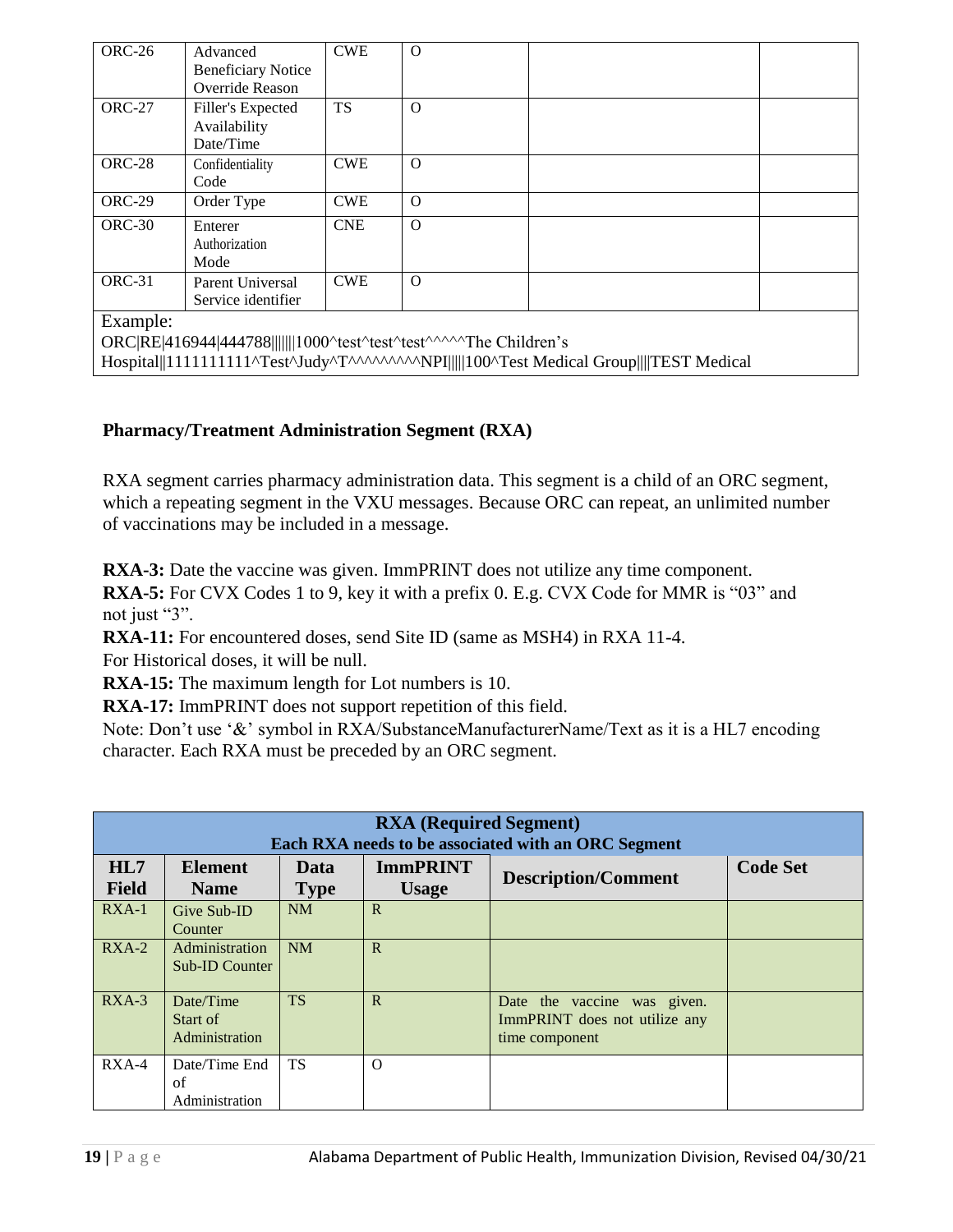| ORC-26 | Advanced Beneficiary Notice Override Reason | CWE | O | | |
|---|---|---|---|---|---|
| ORC-27 | Filler's Expected Availability Date/Time | TS | O | | |
| ORC-28 | Confidentiality Code | CWE | O | | |
| ORC-29 | Order Type | CWE | O | | |
| ORC-30 | Enterer Authorization Mode | CNE | O | | |
| ORC-31 | Parent Universal Service identifier | CWE | O | | |

Example:
ORC|RE|416944|444788|||||||1000^test^test^test^^^^^The Children's Hospital||1111111111^Test^Judy^T^^^^^^^^^^NPI|||||100^Test Medical Group||||TEST Medical

### Pharmacy/Treatment Administration Segment (RXA)

RXA segment carries pharmacy administration data. This segment is a child of an ORC segment, which a repeating segment in the VXU messages. Because ORC can repeat, an unlimited number of vaccinations may be included in a message.

**RXA-3:** Date the vaccine was given. ImmPRINT does not utilize any time component.
**RXA-5:** For CVX Codes 1 to 9, key it with a prefix 0. E.g. CVX Code for MMR is "03" and not just "3".
**RXA-11:** For encountered doses, send Site ID (same as MSH4) in RXA 11-4.
For Historical doses, it will be null.
**RXA-15:** The maximum length for Lot numbers is 10.
**RXA-17:** ImmPRINT does not support repetition of this field.
Note: Don't use '&' symbol in RXA/SubstanceManufacturerName/Text as it is a HL7 encoding character. Each RXA must be preceded by an ORC segment.

| **RXA (Required Segment)** Each RXA needs to be associated with an ORC Segment | | | | | |
|---|---|---|---|---|---|
| **HL7 Field** | **Element Name** | **Data Type** | **ImmPRINT Usage** | **Description/Comment** | **Code Set** |
| RXA-1 | Give Sub-ID Counter | NM | R | | |
| RXA-2 | Administration Sub-ID Counter | NM | R | | |
| RXA-3 | Date/Time Start of Administration | TS | R | Date the vaccine was given. ImmPRINT does not utilize any time component | |
| RXA-4 | Date/Time End of Administration | TS | O | | |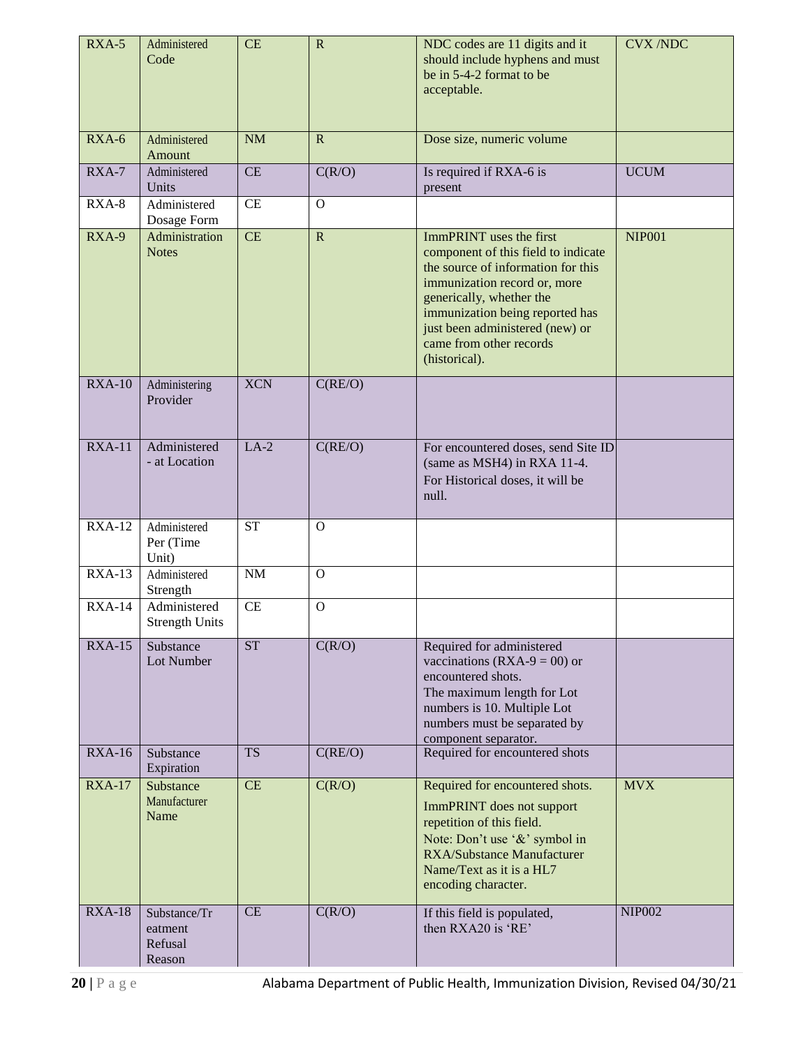| RXA-5 | Administered Code | CE | R | NDC codes are 11 digits and it should include hyphens and must be in 5-4-2 format to be acceptable. | CVX /NDC |
|---|---|---|---|---|---|
| RXA-6 | Administered Amount | NM | R | Dose size, numeric volume | |
| RXA-7 | Administered Units | CE | C(R/O) | Is required if RXA-6 is present | UCUM |
| RXA-8 | Administered Dosage Form | CE | O | | |
| RXA-9 | Administration Notes | CE | R | ImmPRINT uses the first component of this field to indicate the source of information for this immunization record or, more generically, whether the immunization being reported has just been administered (new) or came from other records (historical). | NIP001 |
| RXA-10 | Administering Provider | XCN | C(RE/O) | | |
| RXA-11 | Administered - at Location | LA-2 | C(RE/O) | For encountered doses, send Site ID (same as MSH4) in RXA 11-4. For Historical doses, it will be null. | |
| RXA-12 | Administered Per (Time Unit) | ST | O | | |
| RXA-13 | Administered Strength | NM | O | | |
| RXA-14 | Administered Strength Units | CE | O | | |
| RXA-15 | Substance Lot Number | ST | C(R/O) | Required for administered vaccinations (RXA-9 = 00) or encountered shots. The maximum length for Lot numbers is 10. Multiple Lot numbers must be separated by component separator. | |
| RXA-16 | Substance Expiration | TS | C(RE/O) | Required for encountered shots | |
| RXA-17 | Substance Manufacturer Name | CE | C(R/O) | Required for encountered shots. ImmPRINT does not support repetition of this field. Note: Don't use '&' symbol in RXA/Substance Manufacturer Name/Text as it is a HL7 encoding character. | MVX |
| RXA-18 | Substance/Treatment Refusal Reason | CE | C(R/O) | If this field is populated, then RXA20 is 'RE' | NIP002 |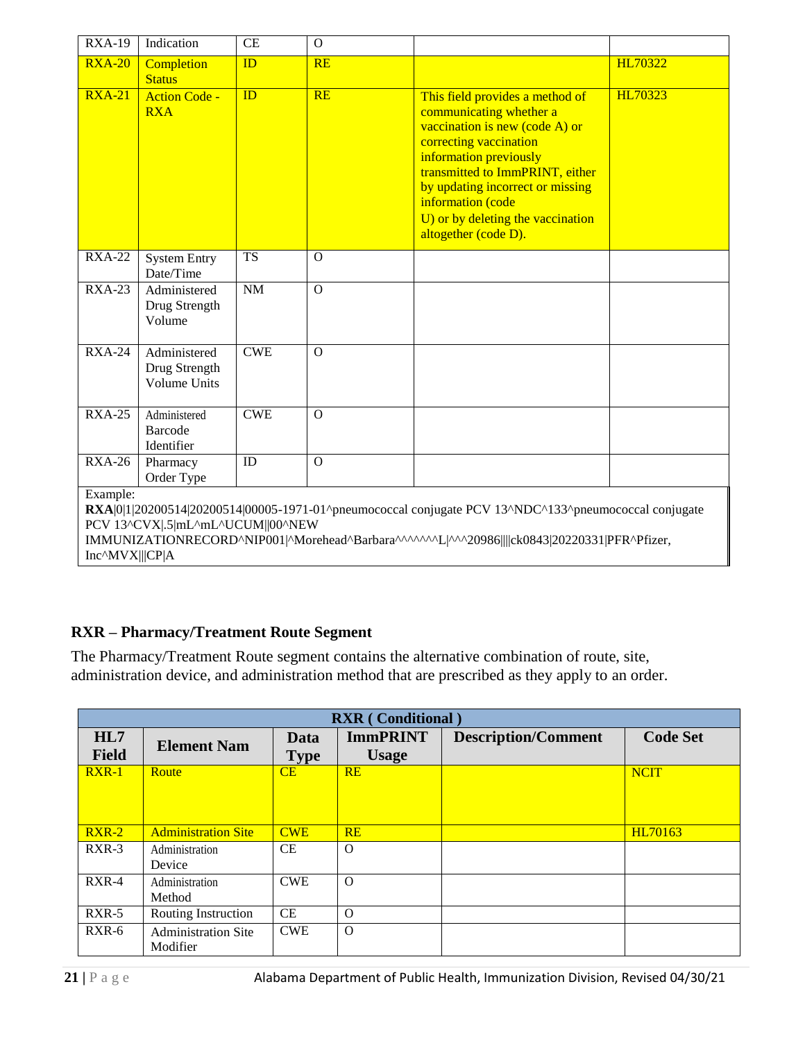| RXA-19 | Indication | CE | O | | |
|---|---|---|---|---|---|
| RXA-20 | Completion Status | ID | RE | | HL70322 |
| RXA-21 | Action Code - RXA | ID | RE | This field provides a method of communicating whether a vaccination is new (code A) or correcting vaccination information previously transmitted to ImmPRINT, either by updating incorrect or missing information (code U) or by deleting the vaccination altogether (code D). | HL70323 |
| RXA-22 | System Entry Date/Time | TS | O | | |
| RXA-23 | Administered Drug Strength Volume | NM | O | | |
| RXA-24 | Administered Drug Strength Volume Units | CWE | O | | |
| RXA-25 | Administered Barcode Identifier | CWE | O | | |
| RXA-26 | Pharmacy Order Type | ID | O | | |

Example:
**RXA**|0|1|20200514|20200514|00005-1971-01^pneumococcal conjugate PCV 13^NDC^133^pneumococcal conjugate PCV 13^CVX|.5|mL^mL^UCUM||00^NEW IMMUNIZATIONRECORD^NIP001|^Morehead^Barbara^^^^^^^L|^^^20986||||ck0843|20220331|PFR^Pfizer, Inc^MVX|||CP|A

### RXR – Pharmacy/Treatment Route Segment

The Pharmacy/Treatment Route segment contains the alternative combination of route, site, administration device, and administration method that are prescribed as they apply to an order.

| RXR ( Conditional ) | | | | | |
|---|---|---|---|---|---|
| **HL7 Field** | **Element Nam** | **Data Type** | **ImmPRINT Usage** | **Description/Comment** | **Code Set** |
| RXR-1 | Route | CE | RE | | NCIT |
| RXR-2 | Administration Site | CWE | RE | | HL70163 |
| RXR-3 | Administration Device | CE | O | | |
| RXR-4 | Administration Method | CWE | O | | |
| RXR-5 | Routing Instruction | CE | O | | |
| RXR-6 | Administration Site Modifier | CWE | O | | |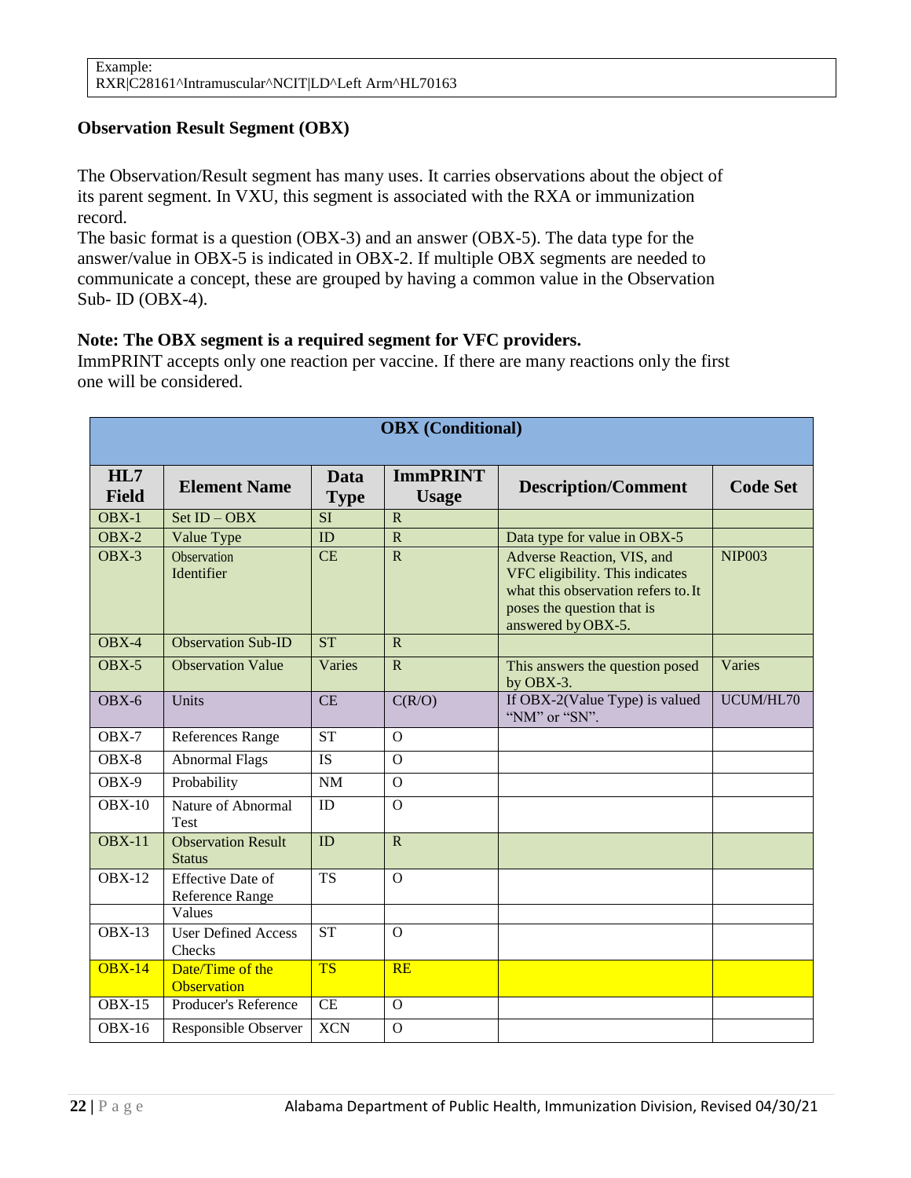```
Example:
RXR|C28161^Intramuscular^NCIT|LD^Left Arm^HL70163
```

### Observation Result Segment (OBX)

The Observation/Result segment has many uses. It carries observations about the object of its parent segment. In VXU, this segment is associated with the RXA or immunization record.
The basic format is a question (OBX-3) and an answer (OBX-5). The data type for the answer/value in OBX-5 is indicated in OBX-2. If multiple OBX segments are needed to communicate a concept, these are grouped by having a common value in the Observation Sub- ID (OBX-4).

**Note: The OBX segment is a required segment for VFC providers.**
ImmPRINT accepts only one reaction per vaccine. If there are many reactions only the first one will be considered.

| OBX (Conditional) | | | | | |
|---|---|---|---|---|---|
| **HL7 Field** | **Element Name** | **Data Type** | **ImmPRINT Usage** | **Description/Comment** | **Code Set** |
| OBX-1 | Set ID – OBX | SI | R | | |
| OBX-2 | Value Type | ID | R | Data type for value in OBX-5 | |
| OBX-3 | Observation Identifier | CE | R | Adverse Reaction, VIS, and VFC eligibility. This indicates what this observation refers to. It poses the question that is answered by OBX-5. | NIP003 |
| OBX-4 | Observation Sub-ID | ST | R | | |
| OBX-5 | Observation Value | Varies | R | This answers the question posed by OBX-3. | Varies |
| OBX-6 | Units | CE | C(R/O) | If OBX-2(Value Type) is valued "NM" or "SN". | UCUM/HL70 |
| OBX-7 | References Range | ST | O | | |
| OBX-8 | Abnormal Flags | IS | O | | |
| OBX-9 | Probability | NM | O | | |
| OBX-10 | Nature of Abnormal Test | ID | O | | |
| OBX-11 | Observation Result Status | ID | R | | |
| OBX-12 | Effective Date of Reference Range Values | TS | O | | |
| OBX-13 | User Defined Access Checks | ST | O | | |
| OBX-14 | Date/Time of the Observation | TS | RE | | |
| OBX-15 | Producer's Reference | CE | O | | |
| OBX-16 | Responsible Observer | XCN | O | | |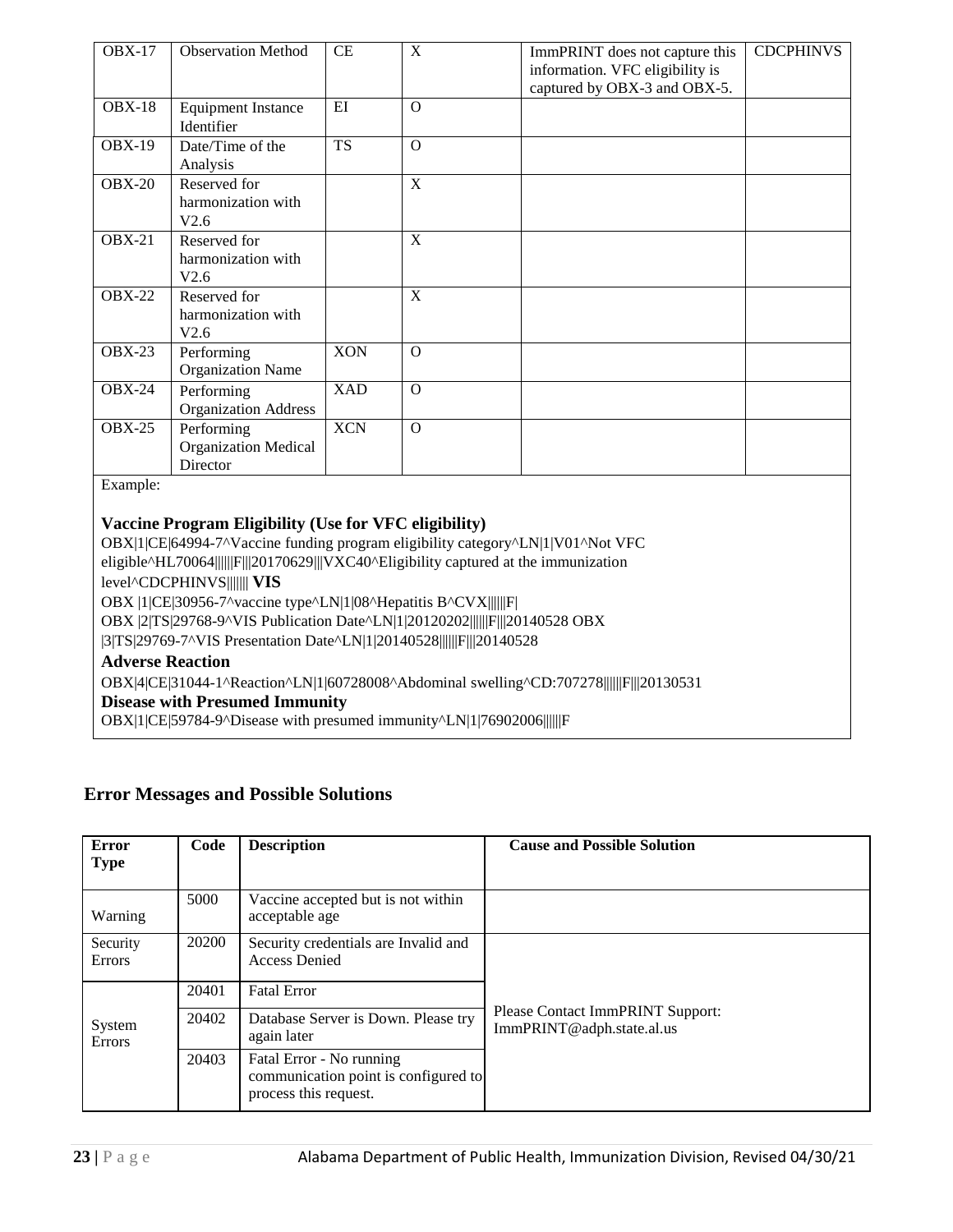| OBX-17 | Observation Method | CE | X | ImmPRINT does not capture this information. VFC eligibility is captured by OBX-3 and OBX-5. | CDCPHINVS |
|---|---|---|---|---|---|
| OBX-18 | Equipment Instance Identifier | EI | O | | |
| OBX-19 | Date/Time of the Analysis | TS | O | | |
| OBX-20 | Reserved for harmonization with V2.6 | | X | | |
| OBX-21 | Reserved for harmonization with V2.6 | | X | | |
| OBX-22 | Reserved for harmonization with V2.6 | | X | | |
| OBX-23 | Performing Organization Name | XON | O | | |
| OBX-24 | Performing Organization Address | XAD | O | | |
| OBX-25 | Performing Organization Medical Director | XCN | O | | |

Example:

**Vaccine Program Eligibility (Use for VFC eligibility)**

OBX|1|CE|64994-7^Vaccine funding program eligibility category^LN|1|V01^Not VFC eligible^HL70064||||||F|||20170629|||VXC40^Eligibility captured at the immunization level^CDCPHINVS||||||| **VIS**

OBX |1|CE|30956-7^vaccine type^LN|1|08^Hepatitis B^CVX||||||F|

OBX |2|TS|29768-9^VIS Publication Date^LN|1|20120202||||||F|||20140528 OBX |3|TS|29769-7^VIS Presentation Date^LN|1|20140528||||||F|||20140528

**Adverse Reaction**

OBX|4|CE|31044-1^Reaction^LN|1|60728008^Abdominal swelling^CD:707278||||||F|||20130531

**Disease with Presumed Immunity**

OBX|1|CE|59784-9^Disease with presumed immunity^LN|1|76902006||||||F

## Error Messages and Possible Solutions

| Error Type | Code | Description | Cause and Possible Solution |
|---|---|---|---|
| Warning | 5000 | Vaccine accepted but is not within acceptable age | |
| Security Errors | 20200 | Security credentials are Invalid and Access Denied | Please Contact ImmPRINT Support: ImmPRINT@adph.state.al.us |
| System Errors | 20401 | Fatal Error | |
| | 20402 | Database Server is Down. Please try again later | |
| | 20403 | Fatal Error - No running communication point is configured to process this request. | |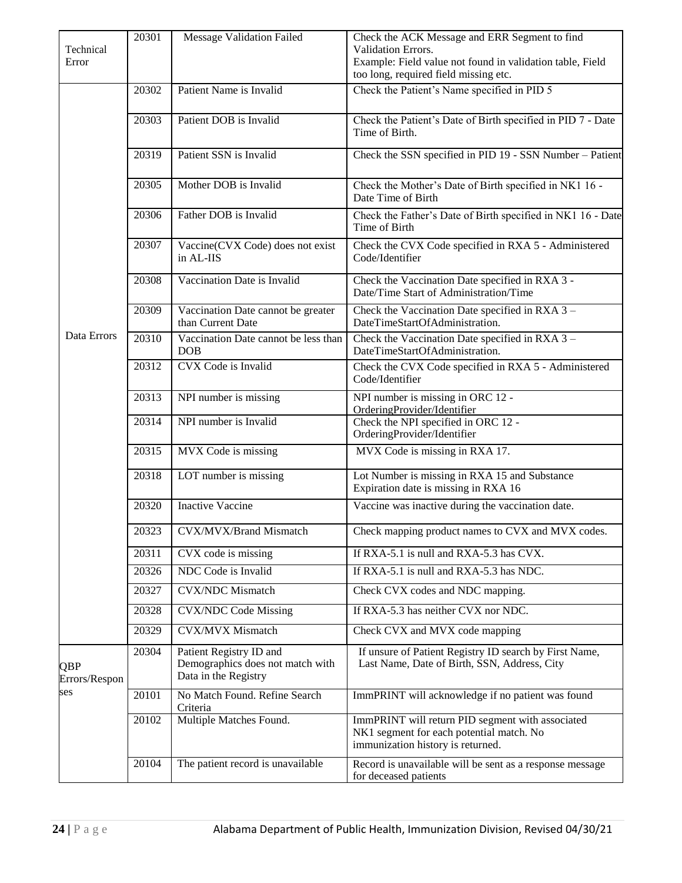| | | | |
|---|---|---|---|
| Technical Error | 20301 | Message Validation Failed | Check the ACK Message and ERR Segment to find Validation Errors.<br>Example: Field value not found in validation table, Field too long, required field missing etc. |
| Data Errors | 20302 | Patient Name is Invalid | Check the Patient's Name specified in PID 5 |
| | 20303 | Patient DOB is Invalid | Check the Patient's Date of Birth specified in PID 7 - Date Time of Birth. |
| | 20319 | Patient SSN is Invalid | Check the SSN specified in PID 19 - SSN Number – Patient |
| | 20305 | Mother DOB is Invalid | Check the Mother's Date of Birth specified in NK1 16 - Date Time of Birth |
| | 20306 | Father DOB is Invalid | Check the Father's Date of Birth specified in NK1 16 - Date Time of Birth |
| | 20307 | Vaccine(CVX Code) does not exist in AL-IIS | Check the CVX Code specified in RXA 5 - Administered Code/Identifier |
| | 20308 | Vaccination Date is Invalid | Check the Vaccination Date specified in RXA 3 - Date/Time Start of Administration/Time |
| | 20309 | Vaccination Date cannot be greater than Current Date | Check the Vaccination Date specified in RXA 3 – DateTimeStartOfAdministration. |
| | 20310 | Vaccination Date cannot be less than DOB | Check the Vaccination Date specified in RXA 3 – DateTimeStartOfAdministration. |
| | 20312 | CVX Code is Invalid | Check the CVX Code specified in RXA 5 - Administered Code/Identifier |
| | 20313 | NPI number is missing | NPI number is missing in ORC 12 - OrderingProvider/Identifier |
| | 20314 | NPI number is Invalid | Check the NPI specified in ORC 12 - OrderingProvider/Identifier |
| | 20315 | MVX Code is missing | MVX Code is missing in RXA 17. |
| | 20318 | LOT number is missing | Lot Number is missing in RXA 15 and Substance Expiration date is missing in RXA 16 |
| | 20320 | Inactive Vaccine | Vaccine was inactive during the vaccination date. |
| | 20323 | CVX/MVX/Brand Mismatch | Check mapping product names to CVX and MVX codes. |
| | 20311 | CVX code is missing | If RXA-5.1 is null and RXA-5.3 has CVX. |
| | 20326 | NDC Code is Invalid | If RXA-5.1 is null and RXA-5.3 has NDC. |
| | 20327 | CVX/NDC Mismatch | Check CVX codes and NDC mapping. |
| | 20328 | CVX/NDC Code Missing | If RXA-5.3 has neither CVX nor NDC. |
| | 20329 | CVX/MVX Mismatch | Check CVX and MVX code mapping |
| QBP Errors/Responses | 20304 | Patient Registry ID and Demographics does not match with Data in the Registry | If unsure of Patient Registry ID search by First Name, Last Name, Date of Birth, SSN, Address, City |
| | 20101 | No Match Found. Refine Search Criteria | ImmPRINT will acknowledge if no patient was found |
| | 20102 | Multiple Matches Found. | ImmPRINT will return PID segment with associated NK1 segment for each potential match. No immunization history is returned. |
| | 20104 | The patient record is unavailable | Record is unavailable will be sent as a response message for deceased patients |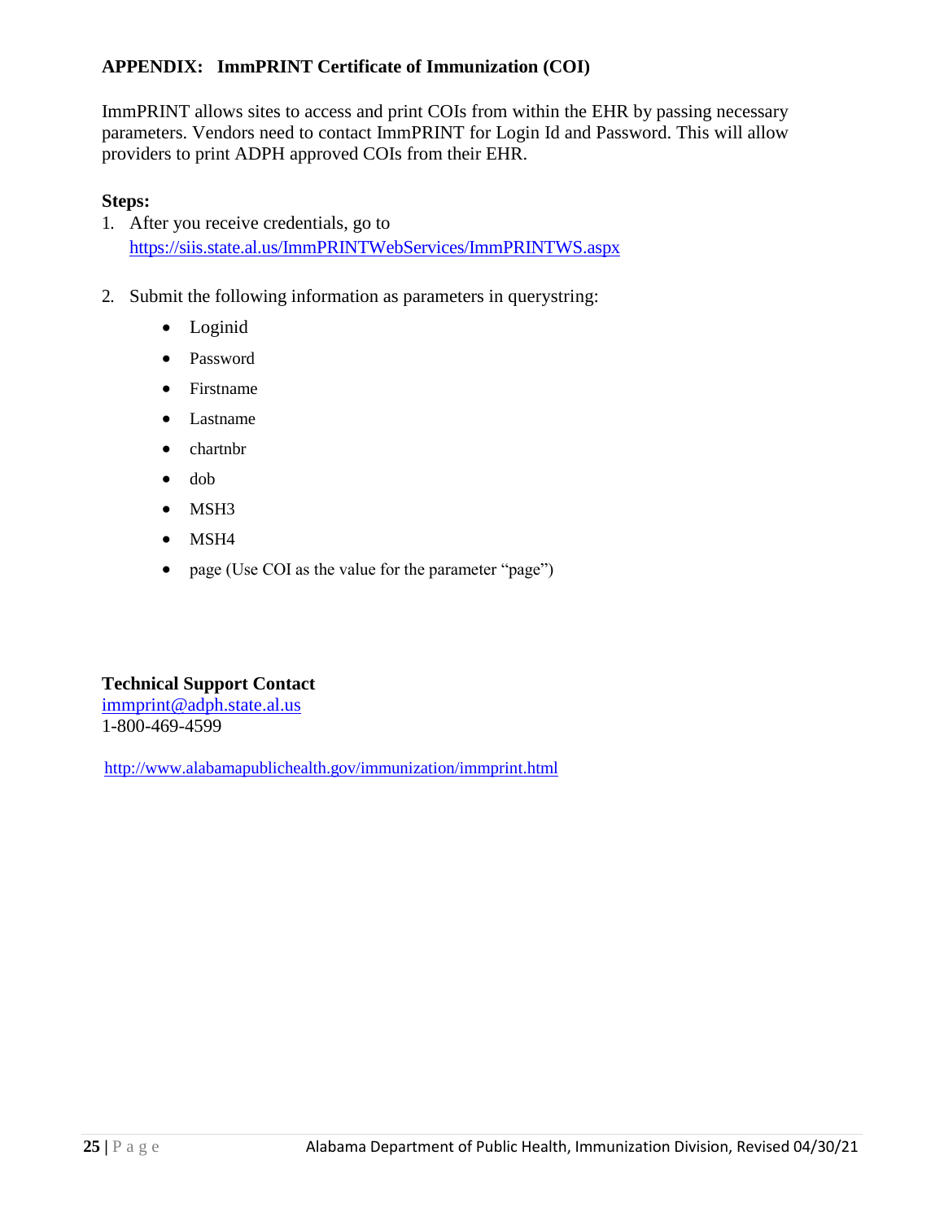**APPENDIX: ImmPRINT Certificate of Immunization (COI)**

ImmPRINT allows sites to access and print COIs from within the EHR by passing necessary parameters. Vendors need to contact ImmPRINT for Login Id and Password. This will allow providers to print ADPH approved COIs from their EHR.

**Steps:**

1. After you receive credentials, go to https://siis.state.al.us/ImmPRINTWebServices/ImmPRINTWS.aspx

2. Submit the following information as parameters in querystring:
   - Loginid
   - Password
   - Firstname
   - Lastname
   - chartnbr
   - dob
   - MSH3
   - MSH4
   - page (Use COI as the value for the parameter "page")

**Technical Support Contact**
immprint@adph.state.al.us
1-800-469-4599

http://www.alabamapublichealth.gov/immunization/immprint.html